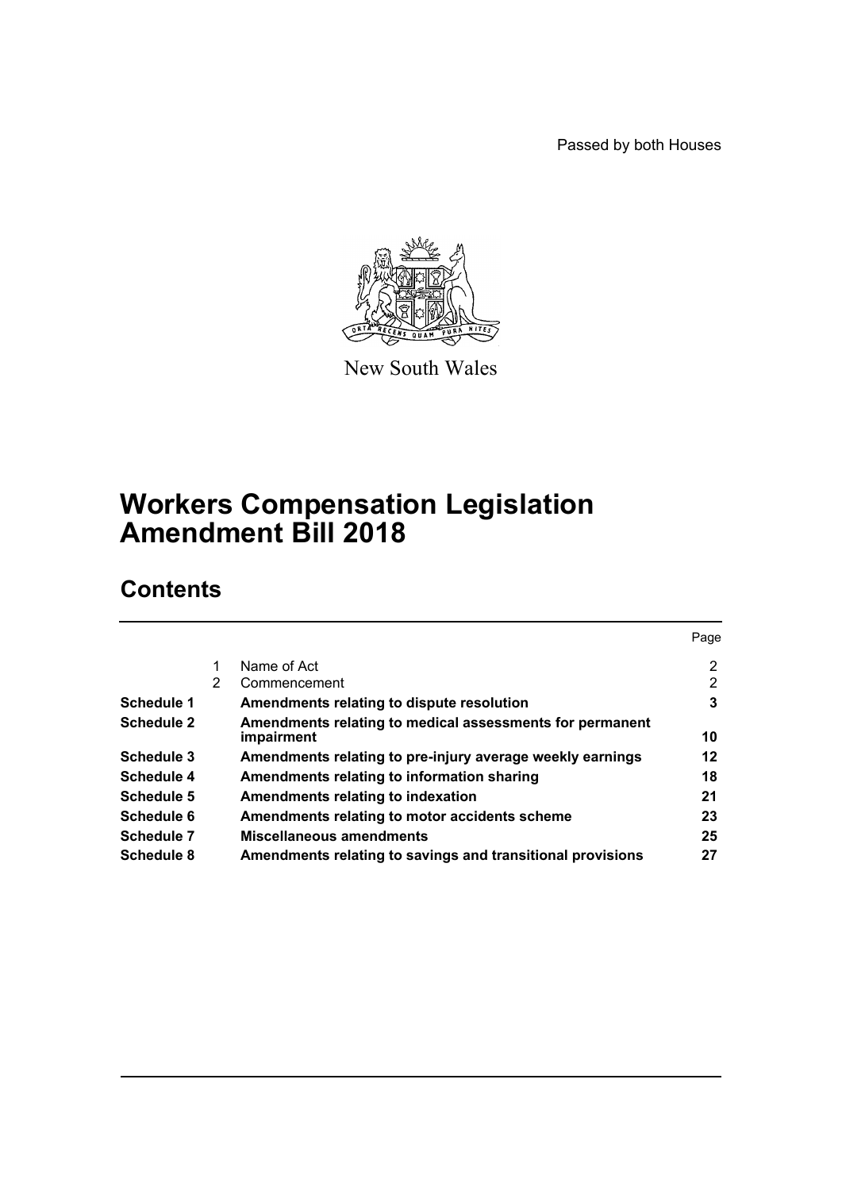Passed by both Houses

New South Wales

# Workers Compensation Legislation Amendment Bill 2018

## Contents

| | | | Page |
|---|---|---|---|
| | 1 | Name of Act | 2 |
| | 2 | Commencement | 2 |
| **Schedule 1** | | **Amendments relating to dispute resolution** | **3** |
| **Schedule 2** | | **Amendments relating to medical assessments for permanent impairment** | **10** |
| **Schedule 3** | | **Amendments relating to pre-injury average weekly earnings** | **12** |
| **Schedule 4** | | **Amendments relating to information sharing** | **18** |
| **Schedule 5** | | **Amendments relating to indexation** | **21** |
| **Schedule 6** | | **Amendments relating to motor accidents scheme** | **23** |
| **Schedule 7** | | **Miscellaneous amendments** | **25** |
| **Schedule 8** | | **Amendments relating to savings and transitional provisions** | **27** |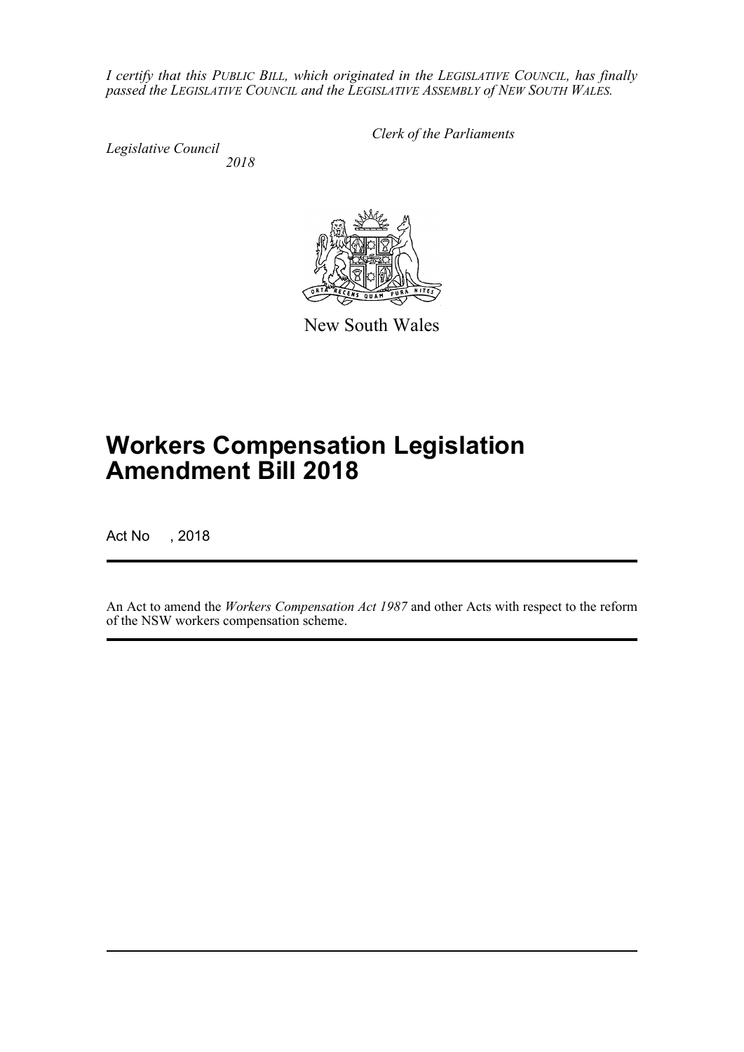*I certify that this PUBLIC BILL, which originated in the LEGISLATIVE COUNCIL, has finally passed the LEGISLATIVE COUNCIL and the LEGISLATIVE ASSEMBLY of NEW SOUTH WALES.*

*Clerk of the Parliaments*

*Legislative Council*
*2018*

New South Wales

# Workers Compensation Legislation Amendment Bill 2018

Act No , 2018

An Act to amend the *Workers Compensation Act 1987* and other Acts with respect to the reform of the NSW workers compensation scheme.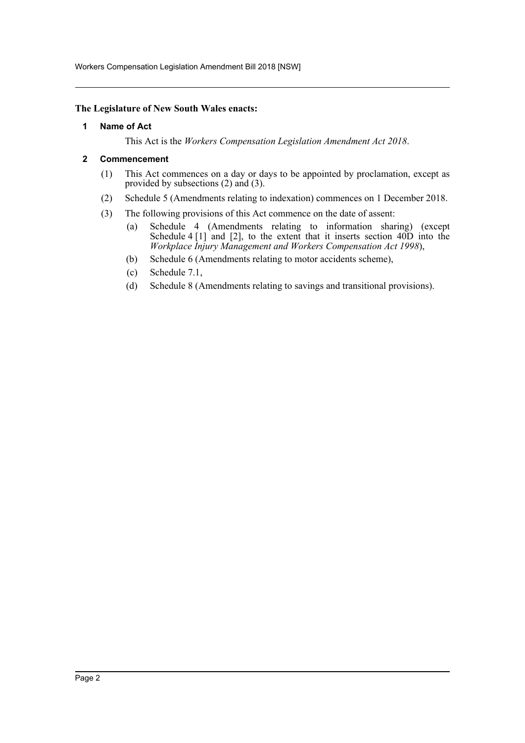**The Legislature of New South Wales enacts:**

## 1 Name of Act

This Act is the *Workers Compensation Legislation Amendment Act 2018*.

## 2 Commencement

(1) This Act commences on a day or days to be appointed by proclamation, except as provided by subsections (2) and (3).

(2) Schedule 5 (Amendments relating to indexation) commences on 1 December 2018.

(3) The following provisions of this Act commence on the date of assent:

- (a) Schedule 4 (Amendments relating to information sharing) (except Schedule 4 [1] and [2], to the extent that it inserts section 40D into the *Workplace Injury Management and Workers Compensation Act 1998*),
- (b) Schedule 6 (Amendments relating to motor accidents scheme),
- (c) Schedule 7.1,
- (d) Schedule 8 (Amendments relating to savings and transitional provisions).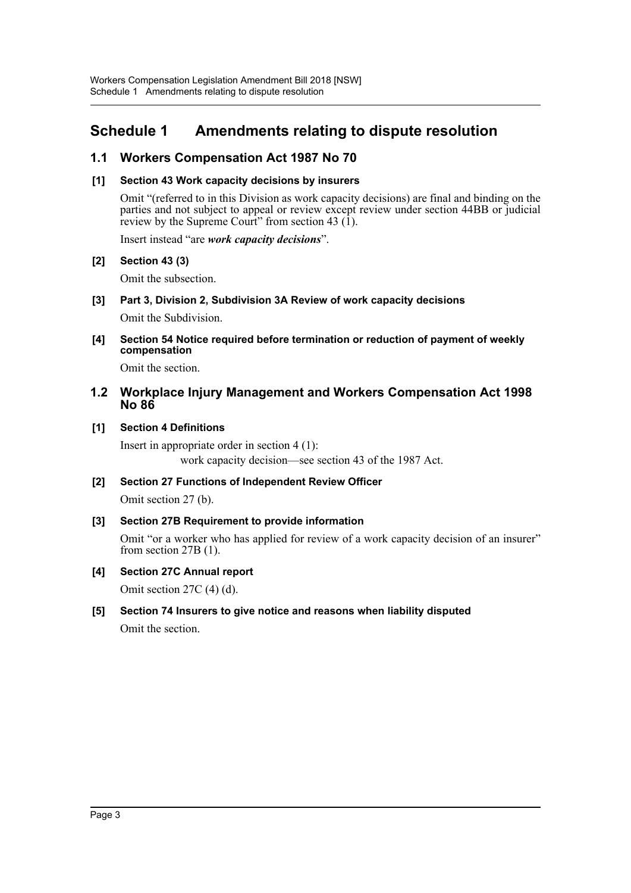# Schedule 1 Amendments relating to dispute resolution

## 1.1 Workers Compensation Act 1987 No 70

### [1] Section 43 Work capacity decisions by insurers

Omit "(referred to in this Division as work capacity decisions) are final and binding on the parties and not subject to appeal or review except review under section 44BB or judicial review by the Supreme Court" from section 43 (1).

Insert instead "are ***work capacity decisions***".

### [2] Section 43 (3)

Omit the subsection.

### [3] Part 3, Division 2, Subdivision 3A Review of work capacity decisions

Omit the Subdivision.

### [4] Section 54 Notice required before termination or reduction of payment of weekly compensation

Omit the section.

## 1.2 Workplace Injury Management and Workers Compensation Act 1998 No 86

### [1] Section 4 Definitions

Insert in appropriate order in section 4 (1):

work capacity decision—see section 43 of the 1987 Act.

### [2] Section 27 Functions of Independent Review Officer

Omit section 27 (b).

### [3] Section 27B Requirement to provide information

Omit "or a worker who has applied for review of a work capacity decision of an insurer" from section 27B (1).

### [4] Section 27C Annual report

Omit section 27C (4) (d).

### [5] Section 74 Insurers to give notice and reasons when liability disputed

Omit the section.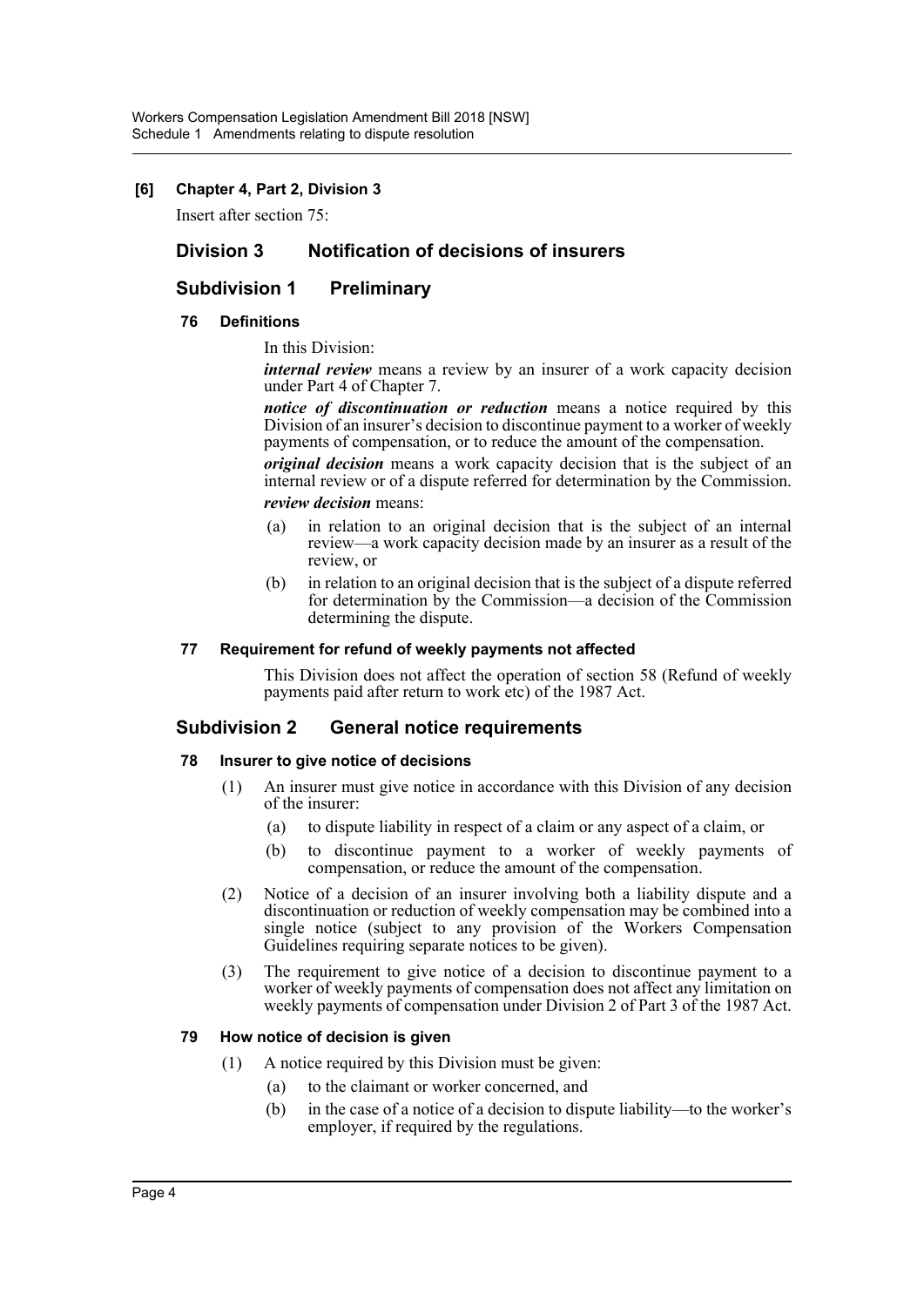**[6] Chapter 4, Part 2, Division 3**

Insert after section 75:

## Division 3 Notification of decisions of insurers

### Subdivision 1 Preliminary

#### 76 Definitions

In this Division:

***internal review*** means a review by an insurer of a work capacity decision under Part 4 of Chapter 7.

***notice of discontinuation or reduction*** means a notice required by this Division of an insurer's decision to discontinue payment to a worker of weekly payments of compensation, or to reduce the amount of the compensation.

***original decision*** means a work capacity decision that is the subject of an internal review or of a dispute referred for determination by the Commission.

***review decision*** means:

- (a) in relation to an original decision that is the subject of an internal review—a work capacity decision made by an insurer as a result of the review, or
- (b) in relation to an original decision that is the subject of a dispute referred for determination by the Commission—a decision of the Commission determining the dispute.

#### 77 Requirement for refund of weekly payments not affected

This Division does not affect the operation of section 58 (Refund of weekly payments paid after return to work etc) of the 1987 Act.

### Subdivision 2 General notice requirements

#### 78 Insurer to give notice of decisions

- (1) An insurer must give notice in accordance with this Division of any decision of the insurer:
  - (a) to dispute liability in respect of a claim or any aspect of a claim, or
  - (b) to discontinue payment to a worker of weekly payments of compensation, or reduce the amount of the compensation.
- (2) Notice of a decision of an insurer involving both a liability dispute and a discontinuation or reduction of weekly compensation may be combined into a single notice (subject to any provision of the Workers Compensation Guidelines requiring separate notices to be given).
- (3) The requirement to give notice of a decision to discontinue payment to a worker of weekly payments of compensation does not affect any limitation on weekly payments of compensation under Division 2 of Part 3 of the 1987 Act.

#### 79 How notice of decision is given

- (1) A notice required by this Division must be given:
  - (a) to the claimant or worker concerned, and
  - (b) in the case of a notice of a decision to dispute liability—to the worker's employer, if required by the regulations.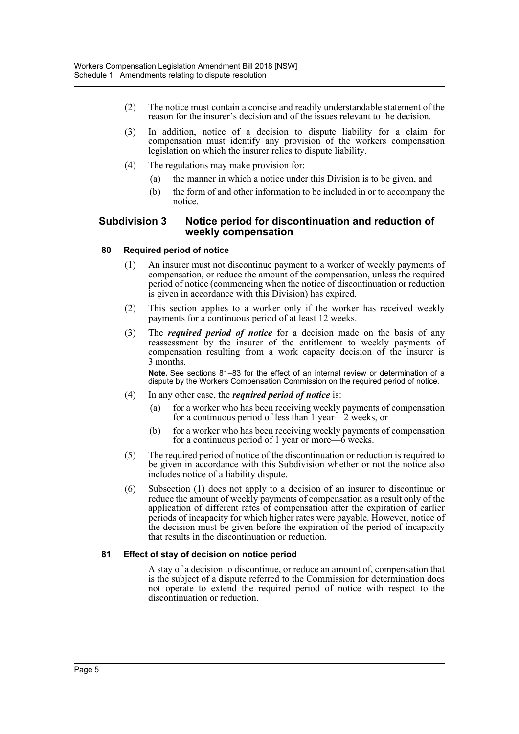(2) The notice must contain a concise and readily understandable statement of the reason for the insurer's decision and of the issues relevant to the decision.

(3) In addition, notice of a decision to dispute liability for a claim for compensation must identify any provision of the workers compensation legislation on which the insurer relies to dispute liability.

(4) The regulations may make provision for:

(a) the manner in which a notice under this Division is to be given, and

(b) the form of and other information to be included in or to accompany the notice.

## Subdivision 3 Notice period for discontinuation and reduction of weekly compensation

### 80 Required period of notice

(1) An insurer must not discontinue payment to a worker of weekly payments of compensation, or reduce the amount of the compensation, unless the required period of notice (commencing when the notice of discontinuation or reduction is given in accordance with this Division) has expired.

(2) This section applies to a worker only if the worker has received weekly payments for a continuous period of at least 12 weeks.

(3) The ***required period of notice*** for a decision made on the basis of any reassessment by the insurer of the entitlement to weekly payments of compensation resulting from a work capacity decision of the insurer is 3 months.

**Note.** See sections 81–83 for the effect of an internal review or determination of a dispute by the Workers Compensation Commission on the required period of notice.

(4) In any other case, the ***required period of notice*** is:

(a) for a worker who has been receiving weekly payments of compensation for a continuous period of less than 1 year—2 weeks, or

(b) for a worker who has been receiving weekly payments of compensation for a continuous period of 1 year or more—6 weeks.

(5) The required period of notice of the discontinuation or reduction is required to be given in accordance with this Subdivision whether or not the notice also includes notice of a liability dispute.

(6) Subsection (1) does not apply to a decision of an insurer to discontinue or reduce the amount of weekly payments of compensation as a result only of the application of different rates of compensation after the expiration of earlier periods of incapacity for which higher rates were payable. However, notice of the decision must be given before the expiration of the period of incapacity that results in the discontinuation or reduction.

### 81 Effect of stay of decision on notice period

A stay of a decision to discontinue, or reduce an amount of, compensation that is the subject of a dispute referred to the Commission for determination does not operate to extend the required period of notice with respect to the discontinuation or reduction.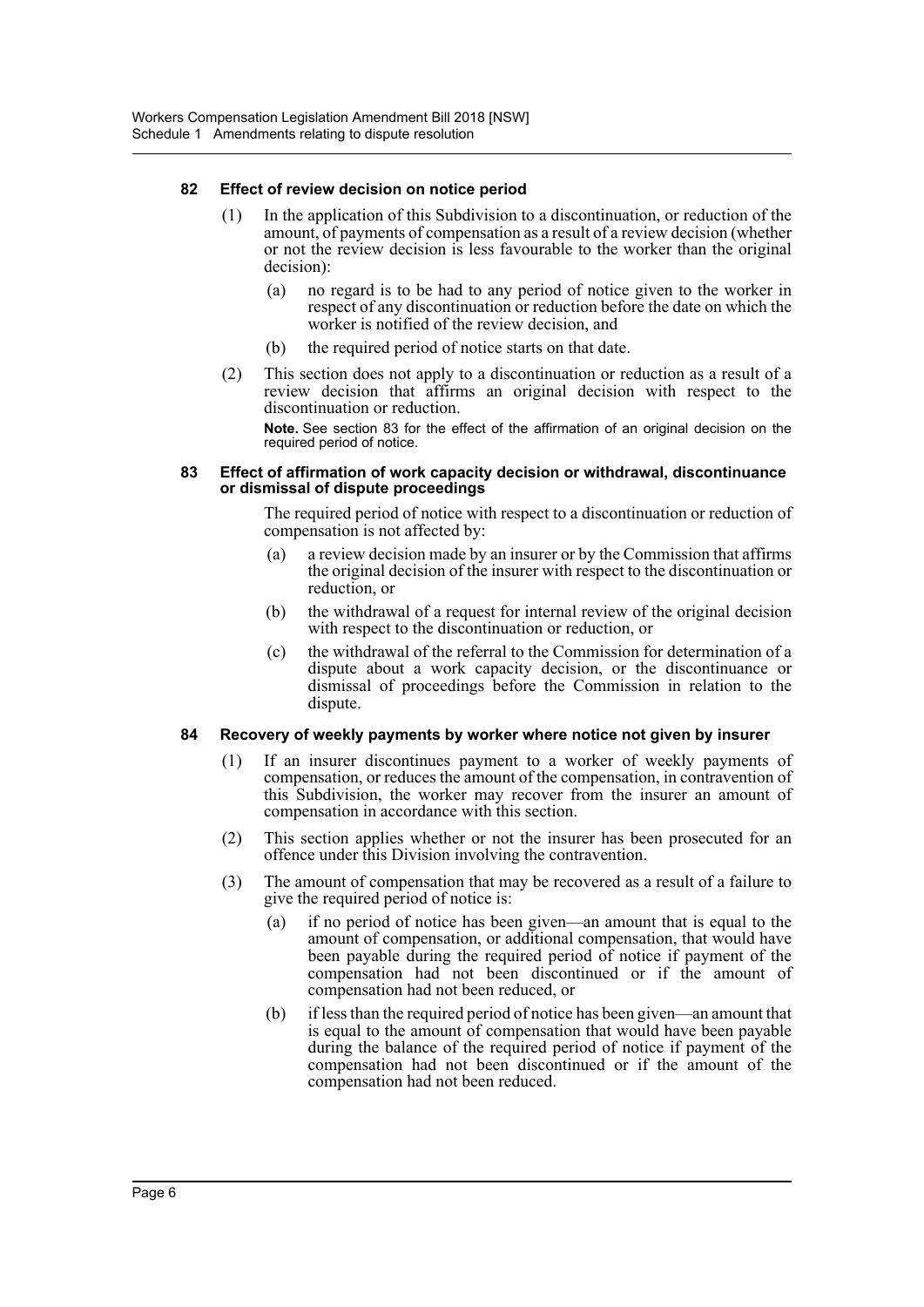#### 82 Effect of review decision on notice period

(1) In the application of this Subdivision to a discontinuation, or reduction of the amount, of payments of compensation as a result of a review decision (whether or not the review decision is less favourable to the worker than the original decision):

(a) no regard is to be had to any period of notice given to the worker in respect of any discontinuation or reduction before the date on which the worker is notified of the review decision, and

(b) the required period of notice starts on that date.

(2) This section does not apply to a discontinuation or reduction as a result of a review decision that affirms an original decision with respect to the discontinuation or reduction.

**Note.** See section 83 for the effect of the affirmation of an original decision on the required period of notice.

#### 83 Effect of affirmation of work capacity decision or withdrawal, discontinuance or dismissal of dispute proceedings

The required period of notice with respect to a discontinuation or reduction of compensation is not affected by:

(a) a review decision made by an insurer or by the Commission that affirms the original decision of the insurer with respect to the discontinuation or reduction, or

(b) the withdrawal of a request for internal review of the original decision with respect to the discontinuation or reduction, or

(c) the withdrawal of the referral to the Commission for determination of a dispute about a work capacity decision, or the discontinuance or dismissal of proceedings before the Commission in relation to the dispute.

#### 84 Recovery of weekly payments by worker where notice not given by insurer

(1) If an insurer discontinues payment to a worker of weekly payments of compensation, or reduces the amount of the compensation, in contravention of this Subdivision, the worker may recover from the insurer an amount of compensation in accordance with this section.

(2) This section applies whether or not the insurer has been prosecuted for an offence under this Division involving the contravention.

(3) The amount of compensation that may be recovered as a result of a failure to give the required period of notice is:

(a) if no period of notice has been given—an amount that is equal to the amount of compensation, or additional compensation, that would have been payable during the required period of notice if payment of the compensation had not been discontinued or if the amount of compensation had not been reduced, or

(b) if less than the required period of notice has been given—an amount that is equal to the amount of compensation that would have been payable during the balance of the required period of notice if payment of the compensation had not been discontinued or if the amount of the compensation had not been reduced.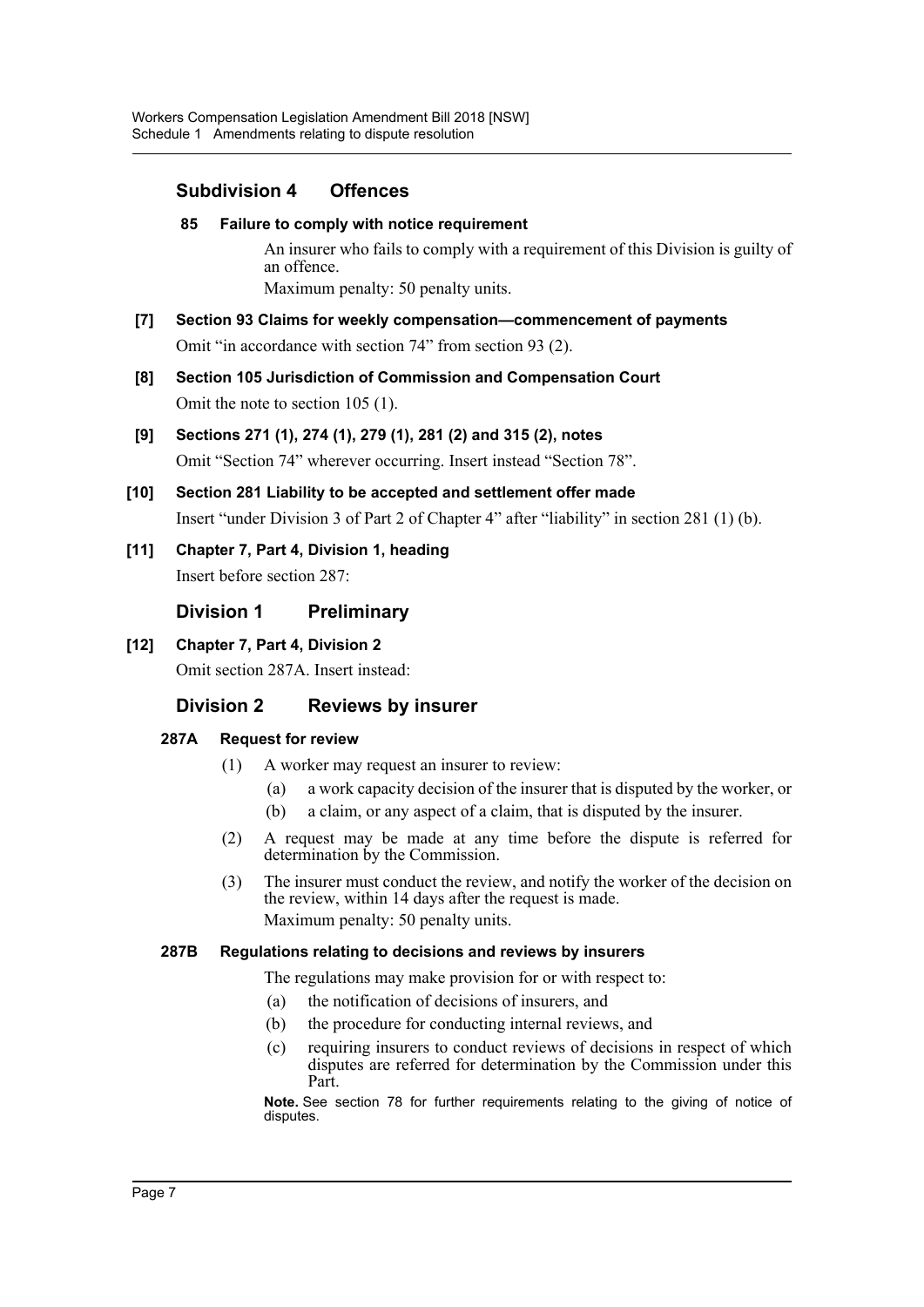## Subdivision 4 Offences

**85 Failure to comply with notice requirement**

An insurer who fails to comply with a requirement of this Division is guilty of an offence.

Maximum penalty: 50 penalty units.

**[7] Section 93 Claims for weekly compensation—commencement of payments**

Omit "in accordance with section 74" from section 93 (2).

**[8] Section 105 Jurisdiction of Commission and Compensation Court**

Omit the note to section 105 (1).

**[9] Sections 271 (1), 274 (1), 279 (1), 281 (2) and 315 (2), notes**

Omit "Section 74" wherever occurring. Insert instead "Section 78".

**[10] Section 281 Liability to be accepted and settlement offer made**

Insert "under Division 3 of Part 2 of Chapter 4" after "liability" in section 281 (1) (b).

**[11] Chapter 7, Part 4, Division 1, heading**

Insert before section 287:

## Division 1 Preliminary

**[12] Chapter 7, Part 4, Division 2**

Omit section 287A. Insert instead:

## Division 2 Reviews by insurer

**287A Request for review**

(1) A worker may request an insurer to review:

(a) a work capacity decision of the insurer that is disputed by the worker, or

(b) a claim, or any aspect of a claim, that is disputed by the insurer.

(2) A request may be made at any time before the dispute is referred for determination by the Commission.

(3) The insurer must conduct the review, and notify the worker of the decision on the review, within 14 days after the request is made.

Maximum penalty: 50 penalty units.

**287B Regulations relating to decisions and reviews by insurers**

The regulations may make provision for or with respect to:

(a) the notification of decisions of insurers, and

(b) the procedure for conducting internal reviews, and

(c) requiring insurers to conduct reviews of decisions in respect of which disputes are referred for determination by the Commission under this Part.

**Note.** See section 78 for further requirements relating to the giving of notice of disputes.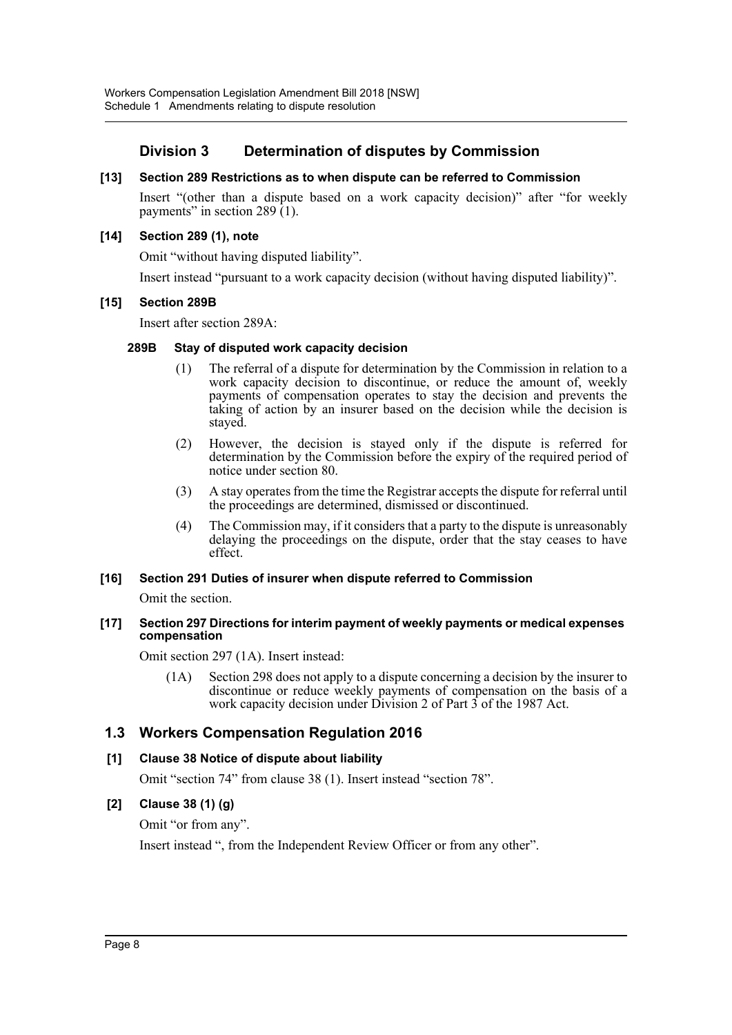## Division 3 Determination of disputes by Commission

### [13] Section 289 Restrictions as to when dispute can be referred to Commission

Insert "(other than a dispute based on a work capacity decision)" after "for weekly payments" in section 289 (1).

### [14] Section 289 (1), note

Omit "without having disputed liability".

Insert instead "pursuant to a work capacity decision (without having disputed liability)".

### [15] Section 289B

Insert after section 289A:

#### 289B Stay of disputed work capacity decision

(1) The referral of a dispute for determination by the Commission in relation to a work capacity decision to discontinue, or reduce the amount of, weekly payments of compensation operates to stay the decision and prevents the taking of action by an insurer based on the decision while the decision is stayed.

(2) However, the decision is stayed only if the dispute is referred for determination by the Commission before the expiry of the required period of notice under section 80.

(3) A stay operates from the time the Registrar accepts the dispute for referral until the proceedings are determined, dismissed or discontinued.

(4) The Commission may, if it considers that a party to the dispute is unreasonably delaying the proceedings on the dispute, order that the stay ceases to have effect.

### [16] Section 291 Duties of insurer when dispute referred to Commission

Omit the section.

### [17] Section 297 Directions for interim payment of weekly payments or medical expenses compensation

Omit section 297 (1A). Insert instead:

(1A) Section 298 does not apply to a dispute concerning a decision by the insurer to discontinue or reduce weekly payments of compensation on the basis of a work capacity decision under Division 2 of Part 3 of the 1987 Act.

## 1.3 Workers Compensation Regulation 2016

### [1] Clause 38 Notice of dispute about liability

Omit "section 74" from clause 38 (1). Insert instead "section 78".

### [2] Clause 38 (1) (g)

Omit "or from any".

Insert instead ", from the Independent Review Officer or from any other".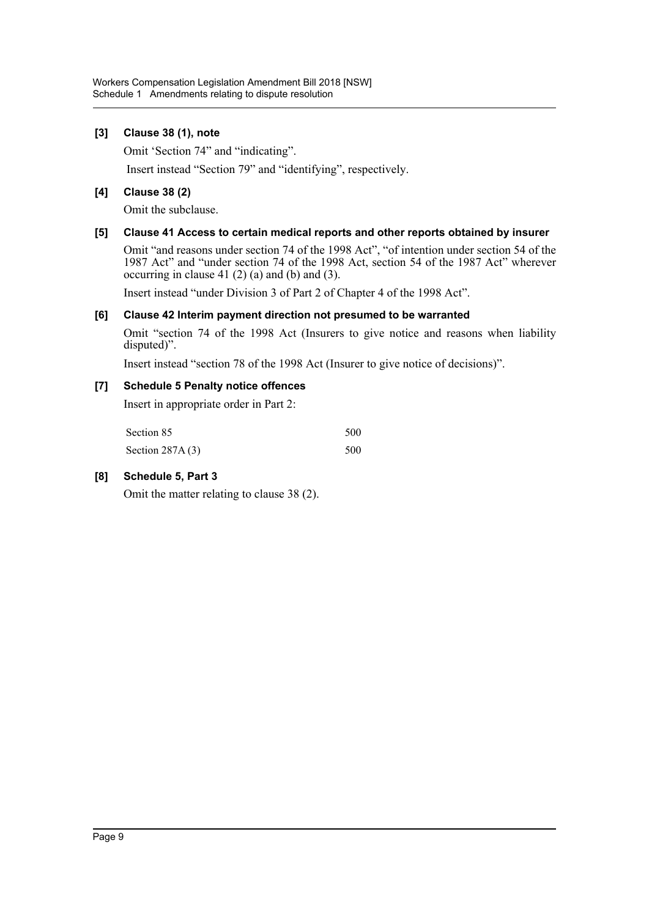### [3] Clause 38 (1), note

Omit ‘Section 74” and “indicating”.

Insert instead “Section 79” and “identifying”, respectively.

### [4] Clause 38 (2)

Omit the subclause.

### [5] Clause 41 Access to certain medical reports and other reports obtained by insurer

Omit “and reasons under section 74 of the 1998 Act”, “of intention under section 54 of the 1987 Act” and “under section 74 of the 1998 Act, section 54 of the 1987 Act” wherever occurring in clause 41 (2) (a) and (b) and (3).

Insert instead “under Division 3 of Part 2 of Chapter 4 of the 1998 Act”.

### [6] Clause 42 Interim payment direction not presumed to be warranted

Omit “section 74 of the 1998 Act (Insurers to give notice and reasons when liability disputed)”.

Insert instead “section 78 of the 1998 Act (Insurer to give notice of decisions)”.

### [7] Schedule 5 Penalty notice offences

Insert in appropriate order in Part 2:

| | |
|---|---|
| Section 85 | 500 |
| Section 287A (3) | 500 |

### [8] Schedule 5, Part 3

Omit the matter relating to clause 38 (2).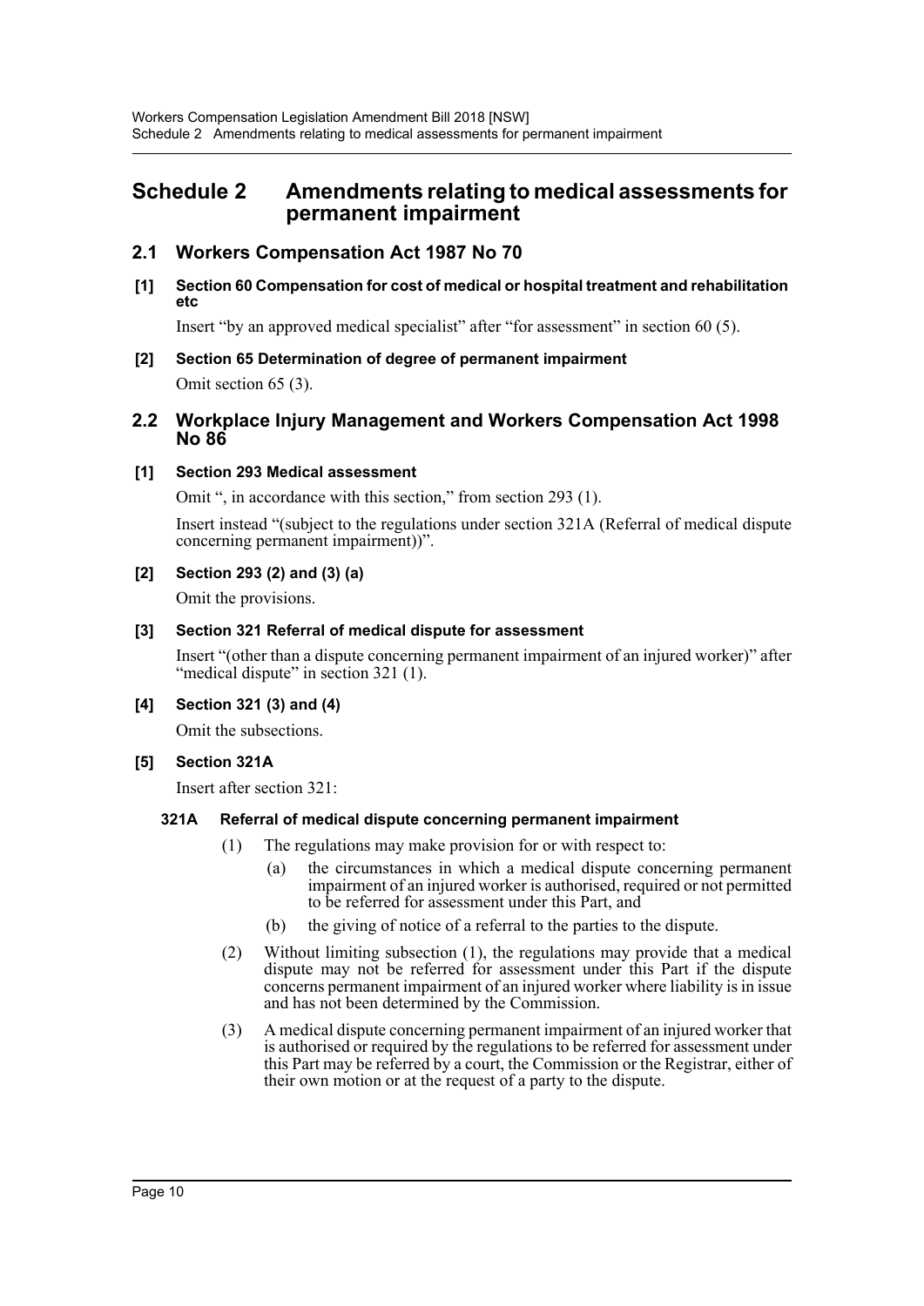# Schedule 2 Amendments relating to medical assessments for permanent impairment

## 2.1 Workers Compensation Act 1987 No 70

**[1] Section 60 Compensation for cost of medical or hospital treatment and rehabilitation etc**

Insert "by an approved medical specialist" after "for assessment" in section 60 (5).

**[2] Section 65 Determination of degree of permanent impairment**

Omit section 65 (3).

## 2.2 Workplace Injury Management and Workers Compensation Act 1998 No 86

**[1] Section 293 Medical assessment**

Omit ", in accordance with this section," from section 293 (1).

Insert instead "(subject to the regulations under section 321A (Referral of medical dispute concerning permanent impairment))".

**[2] Section 293 (2) and (3) (a)**

Omit the provisions.

**[3] Section 321 Referral of medical dispute for assessment**

Insert "(other than a dispute concerning permanent impairment of an injured worker)" after "medical dispute" in section 321 (1).

**[4] Section 321 (3) and (4)**

Omit the subsections.

**[5] Section 321A**

Insert after section 321:

**321A Referral of medical dispute concerning permanent impairment**

(1) The regulations may make provision for or with respect to:

(a) the circumstances in which a medical dispute concerning permanent impairment of an injured worker is authorised, required or not permitted to be referred for assessment under this Part, and

(b) the giving of notice of a referral to the parties to the dispute.

(2) Without limiting subsection (1), the regulations may provide that a medical dispute may not be referred for assessment under this Part if the dispute concerns permanent impairment of an injured worker where liability is in issue and has not been determined by the Commission.

(3) A medical dispute concerning permanent impairment of an injured worker that is authorised or required by the regulations to be referred for assessment under this Part may be referred by a court, the Commission or the Registrar, either of their own motion or at the request of a party to the dispute.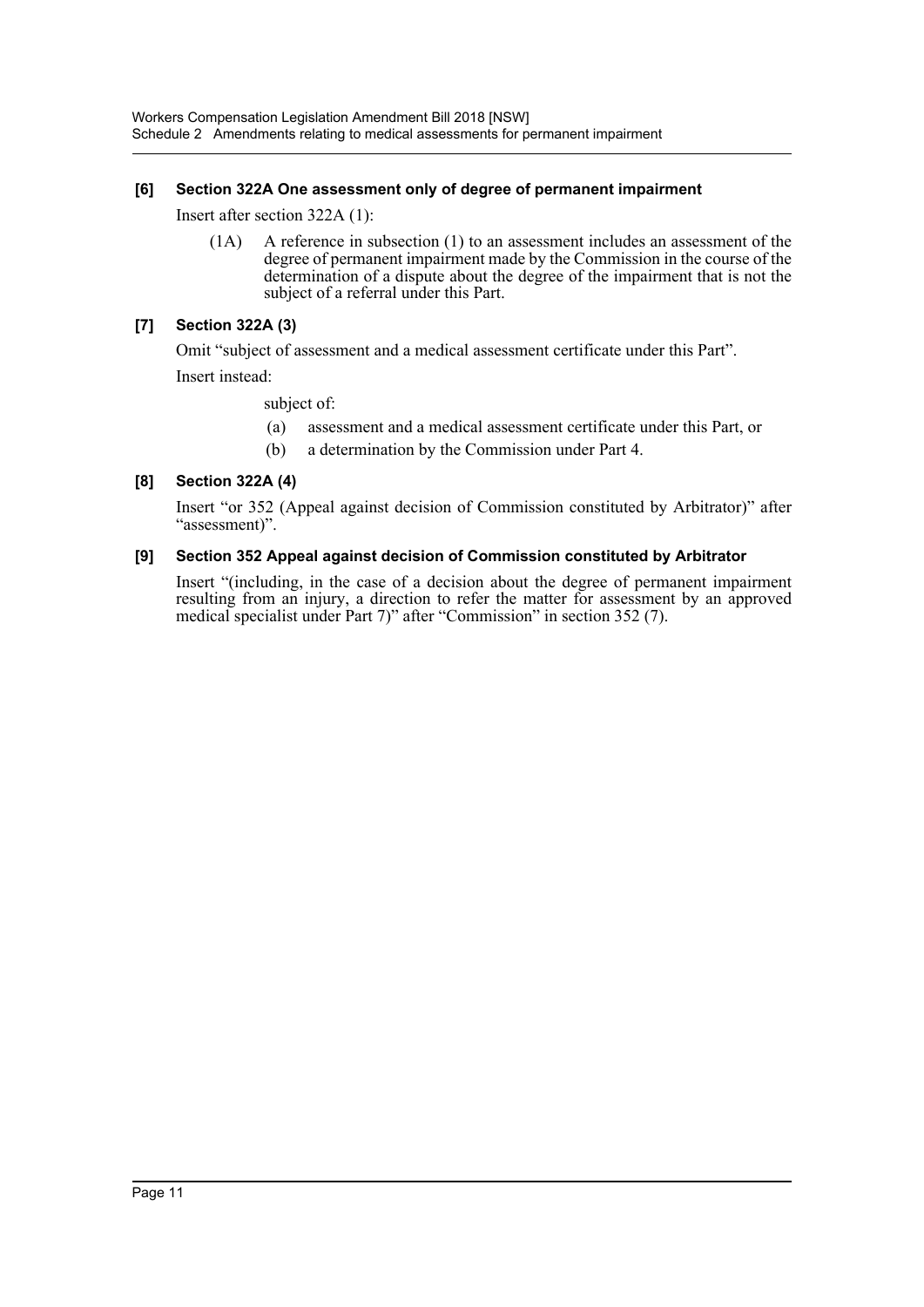### [6] Section 322A One assessment only of degree of permanent impairment

Insert after section 322A (1):

> (1A) A reference in subsection (1) to an assessment includes an assessment of the degree of permanent impairment made by the Commission in the course of the determination of a dispute about the degree of the impairment that is not the subject of a referral under this Part.

### [7] Section 322A (3)

Omit "subject of assessment and a medical assessment certificate under this Part".

Insert instead:

> subject of:
>
> (a) assessment and a medical assessment certificate under this Part, or
>
> (b) a determination by the Commission under Part 4.

### [8] Section 322A (4)

Insert "or 352 (Appeal against decision of Commission constituted by Arbitrator)" after "assessment)".

### [9] Section 352 Appeal against decision of Commission constituted by Arbitrator

Insert "(including, in the case of a decision about the degree of permanent impairment resulting from an injury, a direction to refer the matter for assessment by an approved medical specialist under Part 7)" after "Commission" in section 352 (7).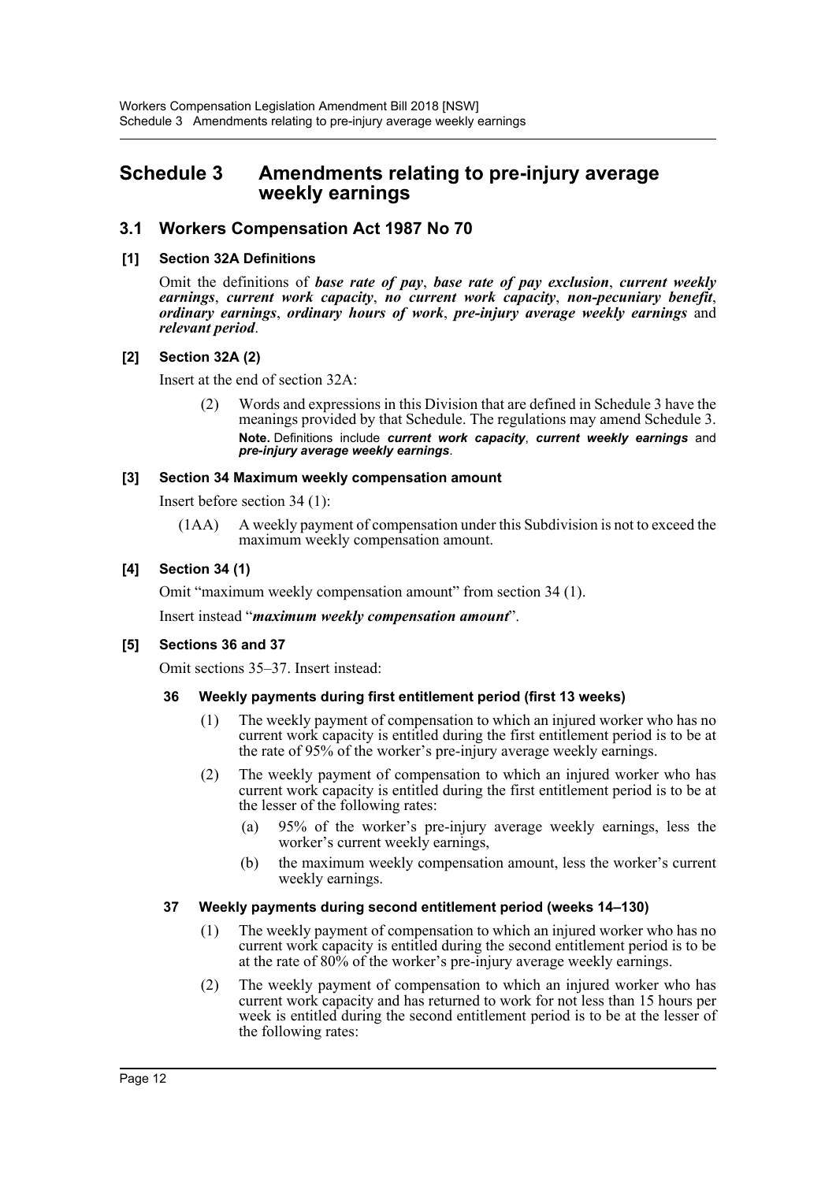## Schedule 3 Amendments relating to pre-injury average weekly earnings

### 3.1 Workers Compensation Act 1987 No 70

#### [1] Section 32A Definitions

Omit the definitions of ***base rate of pay***, ***base rate of pay exclusion***, ***current weekly earnings***, ***current work capacity***, ***no current work capacity***, ***non-pecuniary benefit***, ***ordinary earnings***, ***ordinary hours of work***, ***pre-injury average weekly earnings*** and ***relevant period***.

#### [2] Section 32A (2)

Insert at the end of section 32A:

> (2) Words and expressions in this Division that are defined in Schedule 3 have the meanings provided by that Schedule. The regulations may amend Schedule 3.
>
> **Note.** Definitions include ***current work capacity***, ***current weekly earnings*** and ***pre-injury average weekly earnings***.

#### [3] Section 34 Maximum weekly compensation amount

Insert before section 34 (1):

> (1AA) A weekly payment of compensation under this Subdivision is not to exceed the maximum weekly compensation amount.

#### [4] Section 34 (1)

Omit "maximum weekly compensation amount" from section 34 (1).

Insert instead "***maximum weekly compensation amount***".

#### [5] Sections 36 and 37

Omit sections 35–37. Insert instead:

> **36 Weekly payments during first entitlement period (first 13 weeks)**
>
> (1) The weekly payment of compensation to which an injured worker who has no current work capacity is entitled during the first entitlement period is to be at the rate of 95% of the worker's pre-injury average weekly earnings.
>
> (2) The weekly payment of compensation to which an injured worker who has current work capacity is entitled during the first entitlement period is to be at the lesser of the following rates:
>
> (a) 95% of the worker's pre-injury average weekly earnings, less the worker's current weekly earnings,
>
> (b) the maximum weekly compensation amount, less the worker's current weekly earnings.
>
> **37 Weekly payments during second entitlement period (weeks 14–130)**
>
> (1) The weekly payment of compensation to which an injured worker who has no current work capacity is entitled during the second entitlement period is to be at the rate of 80% of the worker's pre-injury average weekly earnings.
>
> (2) The weekly payment of compensation to which an injured worker who has current work capacity and has returned to work for not less than 15 hours per week is entitled during the second entitlement period is to be at the lesser of the following rates: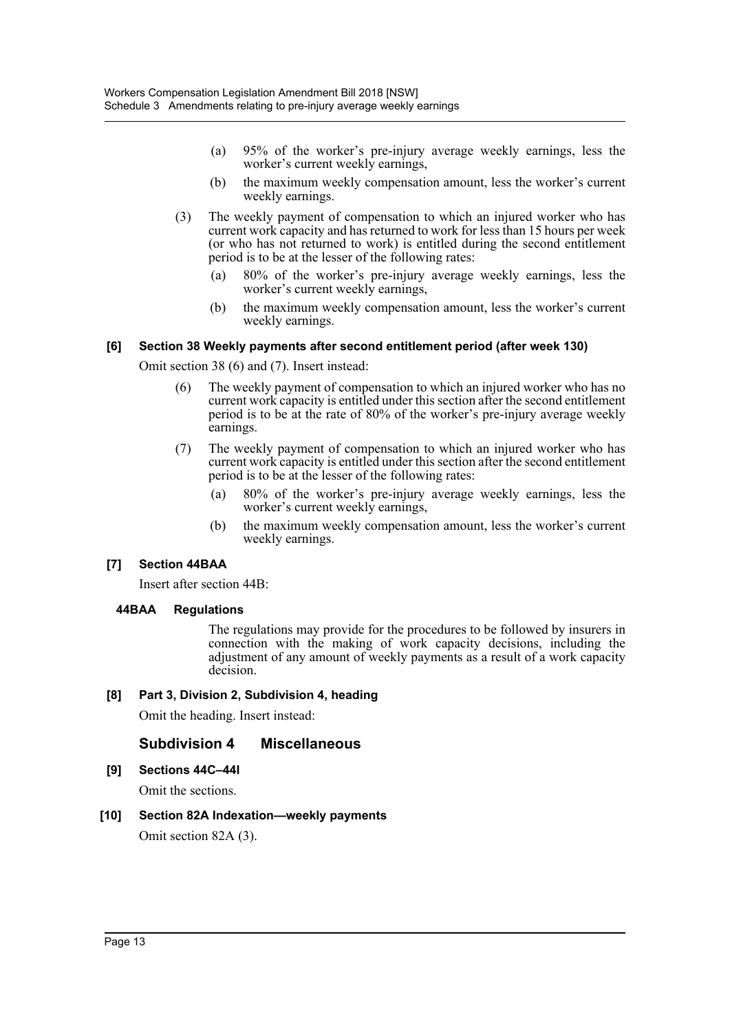(a) 95% of the worker's pre-injury average weekly earnings, less the worker's current weekly earnings,

(b) the maximum weekly compensation amount, less the worker's current weekly earnings.

(3) The weekly payment of compensation to which an injured worker who has current work capacity and has returned to work for less than 15 hours per week (or who has not returned to work) is entitled during the second entitlement period is to be at the lesser of the following rates:

(a) 80% of the worker's pre-injury average weekly earnings, less the worker's current weekly earnings,

(b) the maximum weekly compensation amount, less the worker's current weekly earnings.

#### [6] Section 38 Weekly payments after second entitlement period (after week 130)

Omit section 38 (6) and (7). Insert instead:

(6) The weekly payment of compensation to which an injured worker who has no current work capacity is entitled under this section after the second entitlement period is to be at the rate of 80% of the worker's pre-injury average weekly earnings.

(7) The weekly payment of compensation to which an injured worker who has current work capacity is entitled under this section after the second entitlement period is to be at the lesser of the following rates:

(a) 80% of the worker's pre-injury average weekly earnings, less the worker's current weekly earnings,

(b) the maximum weekly compensation amount, less the worker's current weekly earnings.

#### [7] Section 44BAA

Insert after section 44B:

**44BAA Regulations**

The regulations may provide for the procedures to be followed by insurers in connection with the making of work capacity decisions, including the adjustment of any amount of weekly payments as a result of a work capacity decision.

#### [8] Part 3, Division 2, Subdivision 4, heading

Omit the heading. Insert instead:

### Subdivision 4 Miscellaneous

#### [9] Sections 44C–44I

Omit the sections.

#### [10] Section 82A Indexation—weekly payments

Omit section 82A (3).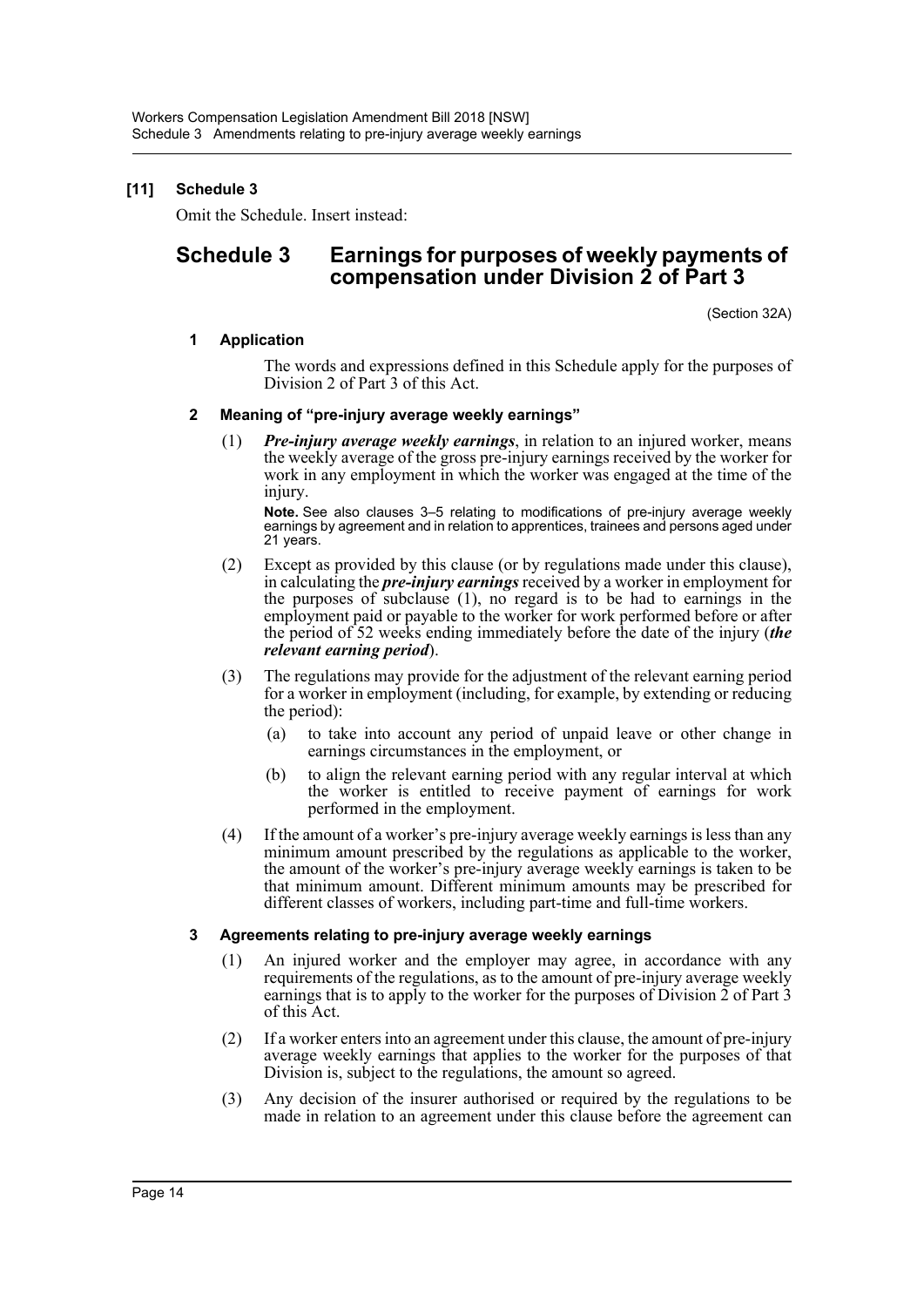**[11] Schedule 3**

Omit the Schedule. Insert instead:

# Schedule 3 Earnings for purposes of weekly payments of compensation under Division 2 of Part 3

(Section 32A)

### 1 Application

The words and expressions defined in this Schedule apply for the purposes of Division 2 of Part 3 of this Act.

### 2 Meaning of "pre-injury average weekly earnings"

(1) ***Pre-injury average weekly earnings***, in relation to an injured worker, means the weekly average of the gross pre-injury earnings received by the worker for work in any employment in which the worker was engaged at the time of the injury.

**Note.** See also clauses 3–5 relating to modifications of pre-injury average weekly earnings by agreement and in relation to apprentices, trainees and persons aged under 21 years.

(2) Except as provided by this clause (or by regulations made under this clause), in calculating the ***pre-injury earnings*** received by a worker in employment for the purposes of subclause (1), no regard is to be had to earnings in the employment paid or payable to the worker for work performed before or after the period of 52 weeks ending immediately before the date of the injury (***the relevant earning period***).

(3) The regulations may provide for the adjustment of the relevant earning period for a worker in employment (including, for example, by extending or reducing the period):

- (a) to take into account any period of unpaid leave or other change in earnings circumstances in the employment, or
- (b) to align the relevant earning period with any regular interval at which the worker is entitled to receive payment of earnings for work performed in the employment.

(4) If the amount of a worker's pre-injury average weekly earnings is less than any minimum amount prescribed by the regulations as applicable to the worker, the amount of the worker's pre-injury average weekly earnings is taken to be that minimum amount. Different minimum amounts may be prescribed for different classes of workers, including part-time and full-time workers.

### 3 Agreements relating to pre-injury average weekly earnings

(1) An injured worker and the employer may agree, in accordance with any requirements of the regulations, as to the amount of pre-injury average weekly earnings that is to apply to the worker for the purposes of Division 2 of Part 3 of this Act.

(2) If a worker enters into an agreement under this clause, the amount of pre-injury average weekly earnings that applies to the worker for the purposes of that Division is, subject to the regulations, the amount so agreed.

(3) Any decision of the insurer authorised or required by the regulations to be made in relation to an agreement under this clause before the agreement can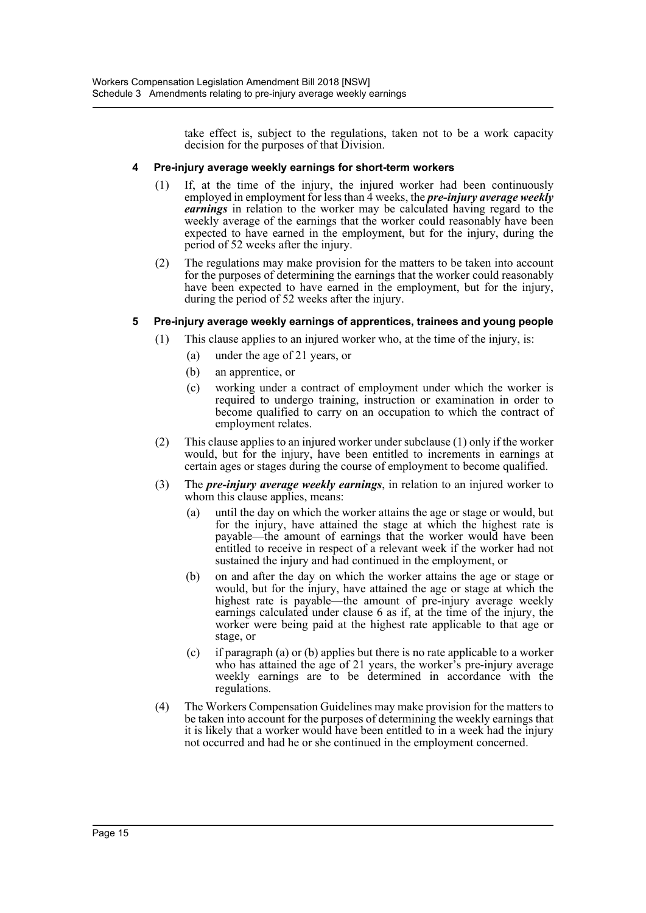take effect is, subject to the regulations, taken not to be a work capacity decision for the purposes of that Division.

### 4 Pre-injury average weekly earnings for short-term workers

(1) If, at the time of the injury, the injured worker had been continuously employed in employment for less than 4 weeks, the ***pre-injury average weekly earnings*** in relation to the worker may be calculated having regard to the weekly average of the earnings that the worker could reasonably have been expected to have earned in the employment, but for the injury, during the period of 52 weeks after the injury.

(2) The regulations may make provision for the matters to be taken into account for the purposes of determining the earnings that the worker could reasonably have been expected to have earned in the employment, but for the injury, during the period of 52 weeks after the injury.

### 5 Pre-injury average weekly earnings of apprentices, trainees and young people

(1) This clause applies to an injured worker who, at the time of the injury, is:

- (a) under the age of 21 years, or
- (b) an apprentice, or
- (c) working under a contract of employment under which the worker is required to undergo training, instruction or examination in order to become qualified to carry on an occupation to which the contract of employment relates.

(2) This clause applies to an injured worker under subclause (1) only if the worker would, but for the injury, have been entitled to increments in earnings at certain ages or stages during the course of employment to become qualified.

(3) The ***pre-injury average weekly earnings***, in relation to an injured worker to whom this clause applies, means:

- (a) until the day on which the worker attains the age or stage or would, but for the injury, have attained the stage at which the highest rate is payable—the amount of earnings that the worker would have been entitled to receive in respect of a relevant week if the worker had not sustained the injury and had continued in the employment, or
- (b) on and after the day on which the worker attains the age or stage or would, but for the injury, have attained the age or stage at which the highest rate is payable—the amount of pre-injury average weekly earnings calculated under clause 6 as if, at the time of the injury, the worker were being paid at the highest rate applicable to that age or stage, or
- (c) if paragraph (a) or (b) applies but there is no rate applicable to a worker who has attained the age of 21 years, the worker's pre-injury average weekly earnings are to be determined in accordance with the regulations.

(4) The Workers Compensation Guidelines may make provision for the matters to be taken into account for the purposes of determining the weekly earnings that it is likely that a worker would have been entitled to in a week had the injury not occurred and had he or she continued in the employment concerned.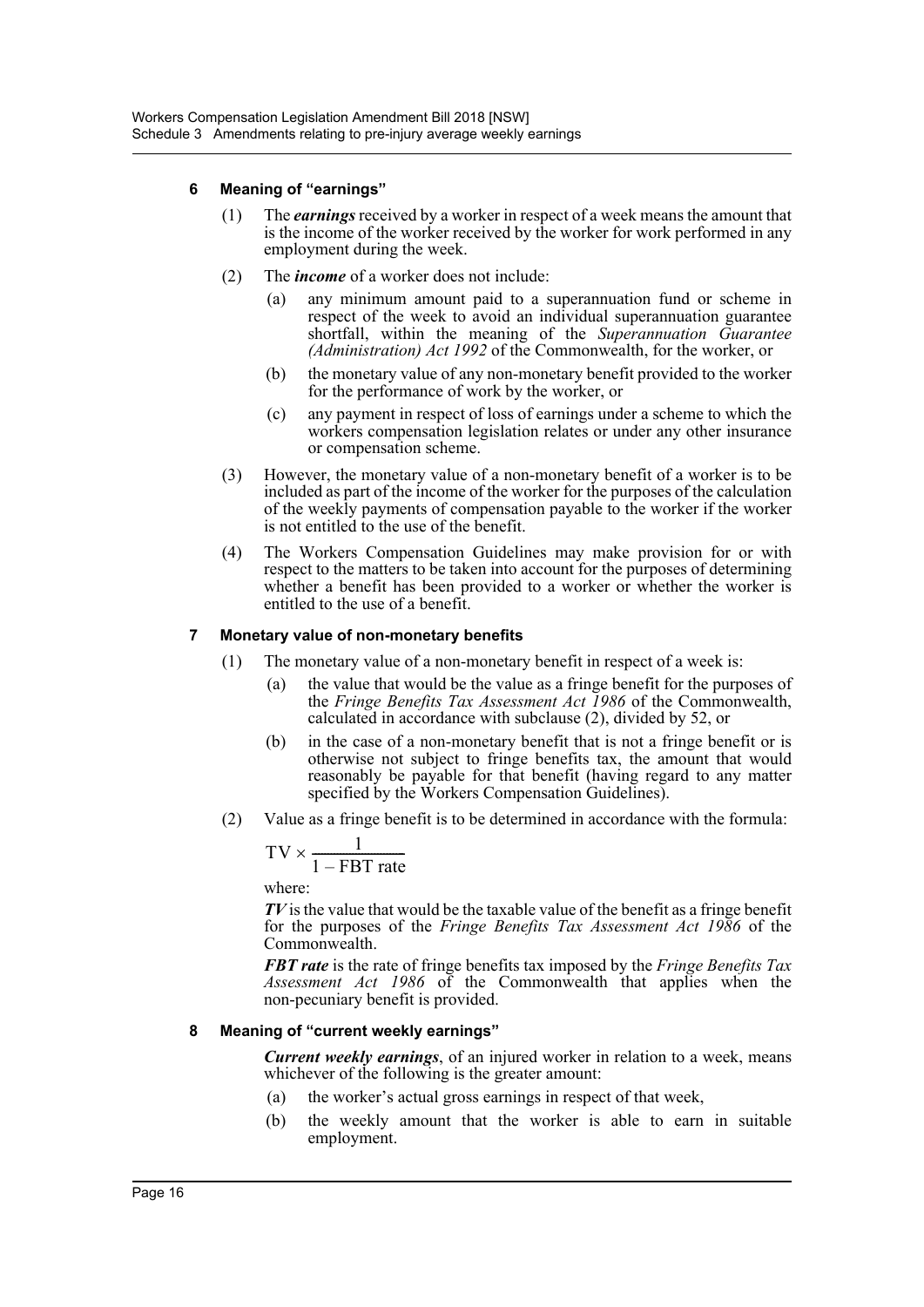### 6 Meaning of "earnings"

(1) The ***earnings*** received by a worker in respect of a week means the amount that is the income of the worker received by the worker for work performed in any employment during the week.

(2) The ***income*** of a worker does not include:

(a) any minimum amount paid to a superannuation fund or scheme in respect of the week to avoid an individual superannuation guarantee shortfall, within the meaning of the *Superannuation Guarantee (Administration) Act 1992* of the Commonwealth, for the worker, or

(b) the monetary value of any non-monetary benefit provided to the worker for the performance of work by the worker, or

(c) any payment in respect of loss of earnings under a scheme to which the workers compensation legislation relates or under any other insurance or compensation scheme.

(3) However, the monetary value of a non-monetary benefit of a worker is to be included as part of the income of the worker for the purposes of the calculation of the weekly payments of compensation payable to the worker if the worker is not entitled to the use of the benefit.

(4) The Workers Compensation Guidelines may make provision for or with respect to the matters to be taken into account for the purposes of determining whether a benefit has been provided to a worker or whether the worker is entitled to the use of a benefit.

### 7 Monetary value of non-monetary benefits

(1) The monetary value of a non-monetary benefit in respect of a week is:

(a) the value that would be the value as a fringe benefit for the purposes of the *Fringe Benefits Tax Assessment Act 1986* of the Commonwealth, calculated in accordance with subclause (2), divided by 52, or

(b) in the case of a non-monetary benefit that is not a fringe benefit or is otherwise not subject to fringe benefits tax, the amount that would reasonably be payable for that benefit (having regard to any matter specified by the Workers Compensation Guidelines).

(2) Value as a fringe benefit is to be determined in accordance with the formula:

$$TV \times \frac{1}{1 - \text{FBT rate}}$$

where:

***TV*** is the value that would be the taxable value of the benefit as a fringe benefit for the purposes of the *Fringe Benefits Tax Assessment Act 1986* of the Commonwealth.

***FBT rate*** is the rate of fringe benefits tax imposed by the *Fringe Benefits Tax Assessment Act 1986* of the Commonwealth that applies when the non-pecuniary benefit is provided.

### 8 Meaning of "current weekly earnings"

***Current weekly earnings***, of an injured worker in relation to a week, means whichever of the following is the greater amount:

(a) the worker's actual gross earnings in respect of that week,

(b) the weekly amount that the worker is able to earn in suitable employment.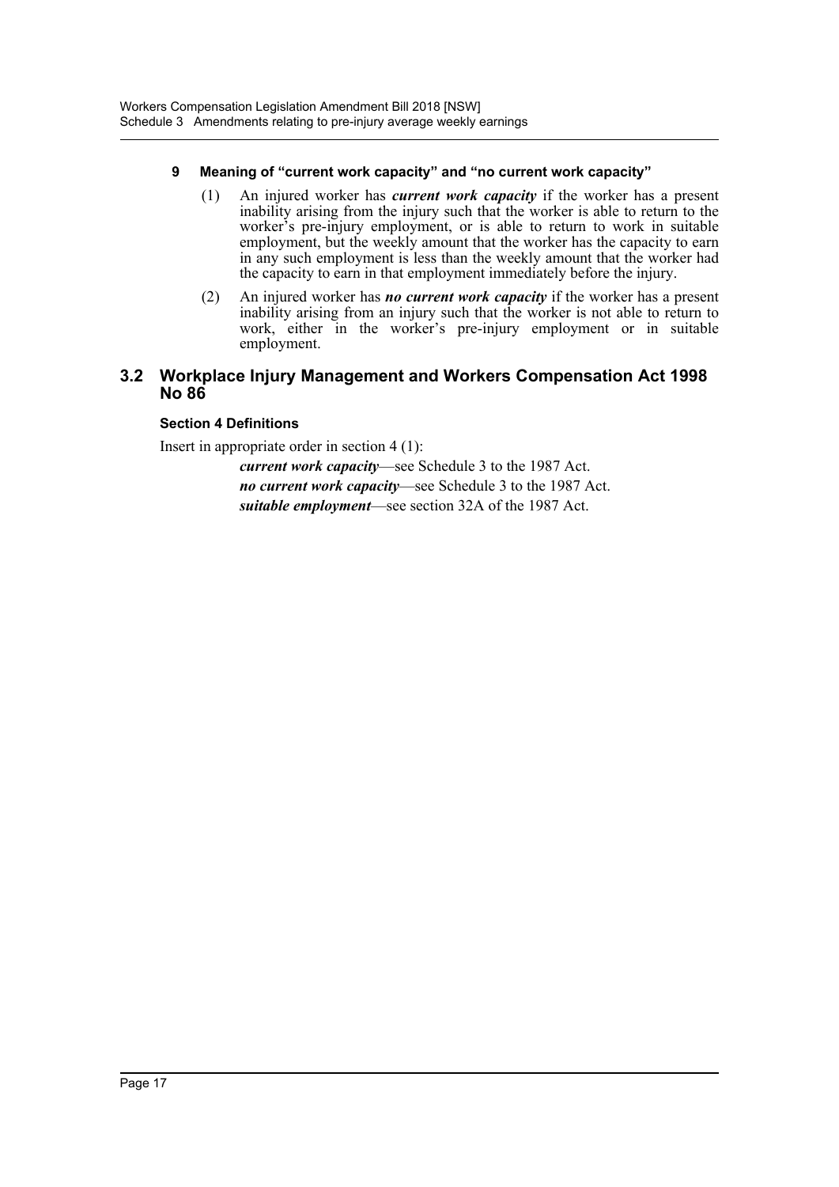#### 9 Meaning of "current work capacity" and "no current work capacity"

(1) An injured worker has ***current work capacity*** if the worker has a present inability arising from the injury such that the worker is able to return to the worker's pre-injury employment, or is able to return to work in suitable employment, but the weekly amount that the worker has the capacity to earn in any such employment is less than the weekly amount that the worker had the capacity to earn in that employment immediately before the injury.

(2) An injured worker has ***no current work capacity*** if the worker has a present inability arising from an injury such that the worker is not able to return to work, either in the worker's pre-injury employment or in suitable employment.

## 3.2 Workplace Injury Management and Workers Compensation Act 1998 No 86

#### Section 4 Definitions

Insert in appropriate order in section 4 (1):

***current work capacity***—see Schedule 3 to the 1987 Act.

***no current work capacity***—see Schedule 3 to the 1987 Act.

***suitable employment***—see section 32A of the 1987 Act.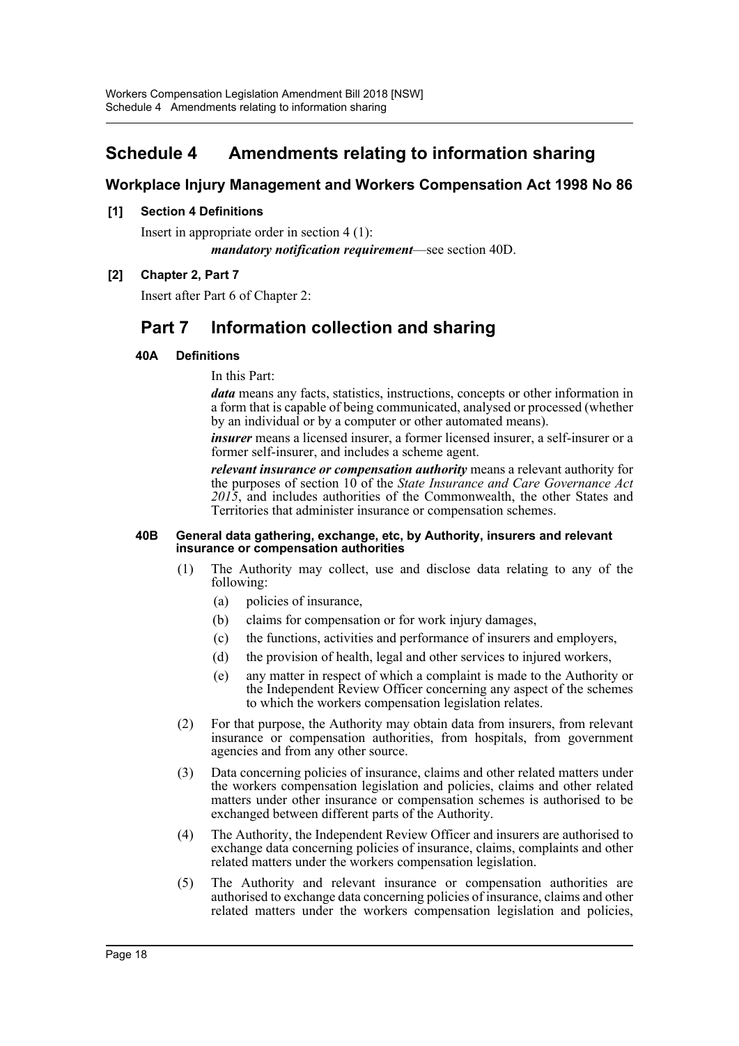## Schedule 4 Amendments relating to information sharing

### Workplace Injury Management and Workers Compensation Act 1998 No 86

**[1] Section 4 Definitions**

Insert in appropriate order in section 4 (1):

***mandatory notification requirement***—see section 40D.

**[2] Chapter 2, Part 7**

Insert after Part 6 of Chapter 2:

## Part 7 Information collection and sharing

**40A Definitions**

In this Part:

***data*** means any facts, statistics, instructions, concepts or other information in a form that is capable of being communicated, analysed or processed (whether by an individual or by a computer or other automated means).

***insurer*** means a licensed insurer, a former licensed insurer, a self-insurer or a former self-insurer, and includes a scheme agent.

***relevant insurance or compensation authority*** means a relevant authority for the purposes of section 10 of the *State Insurance and Care Governance Act 2015*, and includes authorities of the Commonwealth, the other States and Territories that administer insurance or compensation schemes.

**40B General data gathering, exchange, etc, by Authority, insurers and relevant insurance or compensation authorities**

(1) The Authority may collect, use and disclose data relating to any of the following:

- (a) policies of insurance,
- (b) claims for compensation or for work injury damages,
- (c) the functions, activities and performance of insurers and employers,
- (d) the provision of health, legal and other services to injured workers,
- (e) any matter in respect of which a complaint is made to the Authority or the Independent Review Officer concerning any aspect of the schemes to which the workers compensation legislation relates.

(2) For that purpose, the Authority may obtain data from insurers, from relevant insurance or compensation authorities, from hospitals, from government agencies and from any other source.

(3) Data concerning policies of insurance, claims and other related matters under the workers compensation legislation and policies, claims and other related matters under other insurance or compensation schemes is authorised to be exchanged between different parts of the Authority.

(4) The Authority, the Independent Review Officer and insurers are authorised to exchange data concerning policies of insurance, claims, complaints and other related matters under the workers compensation legislation.

(5) The Authority and relevant insurance or compensation authorities are authorised to exchange data concerning policies of insurance, claims and other related matters under the workers compensation legislation and policies,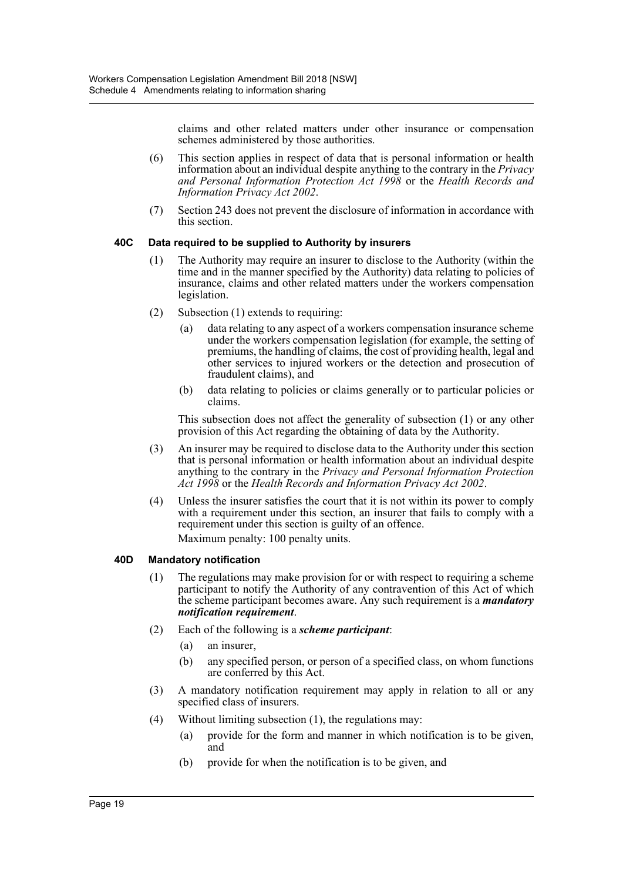claims and other related matters under other insurance or compensation schemes administered by those authorities.

(6) This section applies in respect of data that is personal information or health information about an individual despite anything to the contrary in the *Privacy and Personal Information Protection Act 1998* or the *Health Records and Information Privacy Act 2002*.

(7) Section 243 does not prevent the disclosure of information in accordance with this section.

### 40C Data required to be supplied to Authority by insurers

(1) The Authority may require an insurer to disclose to the Authority (within the time and in the manner specified by the Authority) data relating to policies of insurance, claims and other related matters under the workers compensation legislation.

(2) Subsection (1) extends to requiring:

(a) data relating to any aspect of a workers compensation insurance scheme under the workers compensation legislation (for example, the setting of premiums, the handling of claims, the cost of providing health, legal and other services to injured workers or the detection and prosecution of fraudulent claims), and

(b) data relating to policies or claims generally or to particular policies or claims.

This subsection does not affect the generality of subsection (1) or any other provision of this Act regarding the obtaining of data by the Authority.

(3) An insurer may be required to disclose data to the Authority under this section that is personal information or health information about an individual despite anything to the contrary in the *Privacy and Personal Information Protection Act 1998* or the *Health Records and Information Privacy Act 2002*.

(4) Unless the insurer satisfies the court that it is not within its power to comply with a requirement under this section, an insurer that fails to comply with a requirement under this section is guilty of an offence.

Maximum penalty: 100 penalty units.

### 40D Mandatory notification

(1) The regulations may make provision for or with respect to requiring a scheme participant to notify the Authority of any contravention of this Act of which the scheme participant becomes aware. Any such requirement is a ***mandatory notification requirement***.

(2) Each of the following is a ***scheme participant***:

(a) an insurer,

(b) any specified person, or person of a specified class, on whom functions are conferred by this Act.

(3) A mandatory notification requirement may apply in relation to all or any specified class of insurers.

(4) Without limiting subsection (1), the regulations may:

(a) provide for the form and manner in which notification is to be given, and

(b) provide for when the notification is to be given, and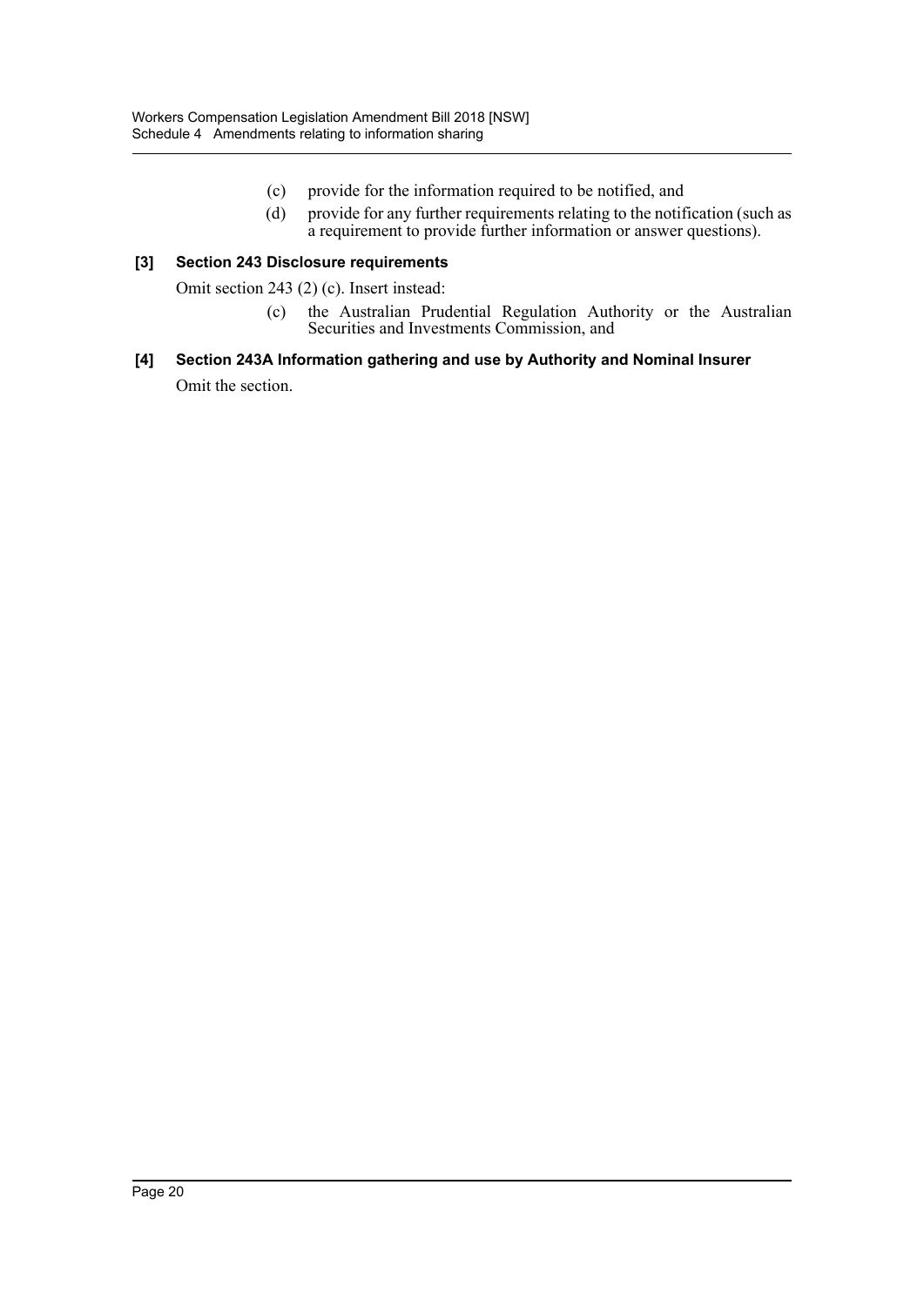(c) provide for the information required to be notified, and

(d) provide for any further requirements relating to the notification (such as a requirement to provide further information or answer questions).

**[3] Section 243 Disclosure requirements**

Omit section 243 (2) (c). Insert instead:

(c) the Australian Prudential Regulation Authority or the Australian Securities and Investments Commission, and

**[4] Section 243A Information gathering and use by Authority and Nominal Insurer**

Omit the section.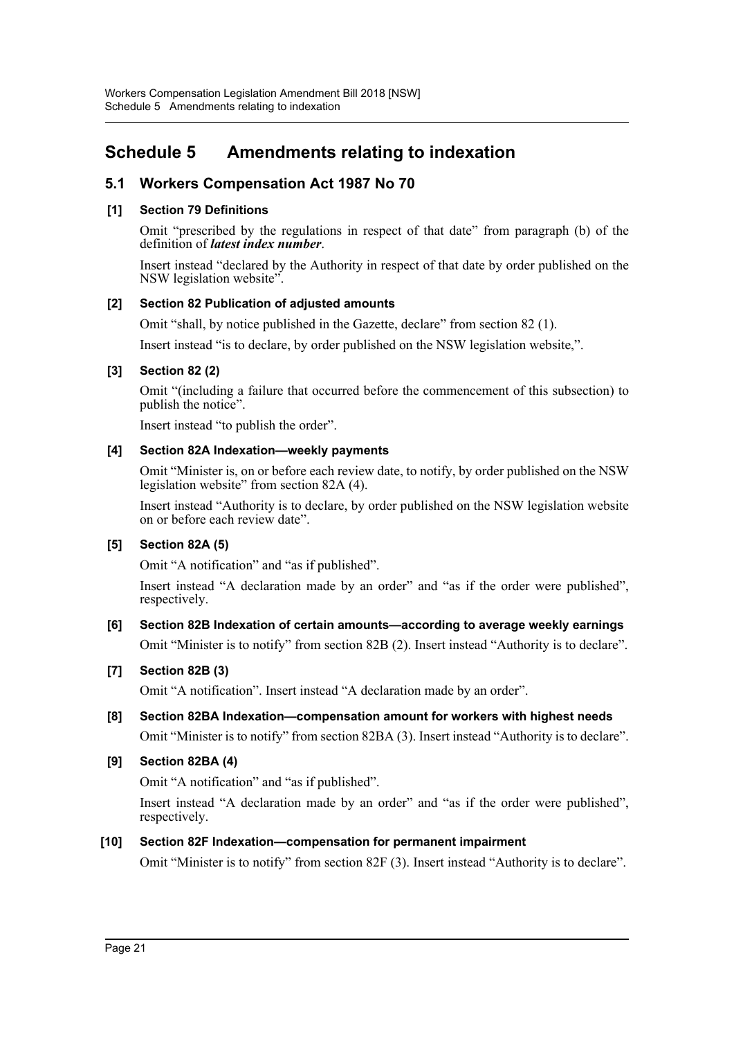# Schedule 5 Amendments relating to indexation

## 5.1 Workers Compensation Act 1987 No 70

### [1] Section 79 Definitions

Omit "prescribed by the regulations in respect of that date" from paragraph (b) of the definition of ***latest index number***.

Insert instead "declared by the Authority in respect of that date by order published on the NSW legislation website".

### [2] Section 82 Publication of adjusted amounts

Omit "shall, by notice published in the Gazette, declare" from section 82 (1).

Insert instead "is to declare, by order published on the NSW legislation website,".

### [3] Section 82 (2)

Omit "(including a failure that occurred before the commencement of this subsection) to publish the notice".

Insert instead "to publish the order".

### [4] Section 82A Indexation—weekly payments

Omit "Minister is, on or before each review date, to notify, by order published on the NSW legislation website" from section 82A (4).

Insert instead "Authority is to declare, by order published on the NSW legislation website on or before each review date".

### [5] Section 82A (5)

Omit "A notification" and "as if published".

Insert instead "A declaration made by an order" and "as if the order were published", respectively.

### [6] Section 82B Indexation of certain amounts—according to average weekly earnings

Omit "Minister is to notify" from section 82B (2). Insert instead "Authority is to declare".

### [7] Section 82B (3)

Omit "A notification". Insert instead "A declaration made by an order".

### [8] Section 82BA Indexation—compensation amount for workers with highest needs

Omit "Minister is to notify" from section 82BA (3). Insert instead "Authority is to declare".

### [9] Section 82BA (4)

Omit "A notification" and "as if published".

Insert instead "A declaration made by an order" and "as if the order were published", respectively.

### [10] Section 82F Indexation—compensation for permanent impairment

Omit "Minister is to notify" from section 82F (3). Insert instead "Authority is to declare".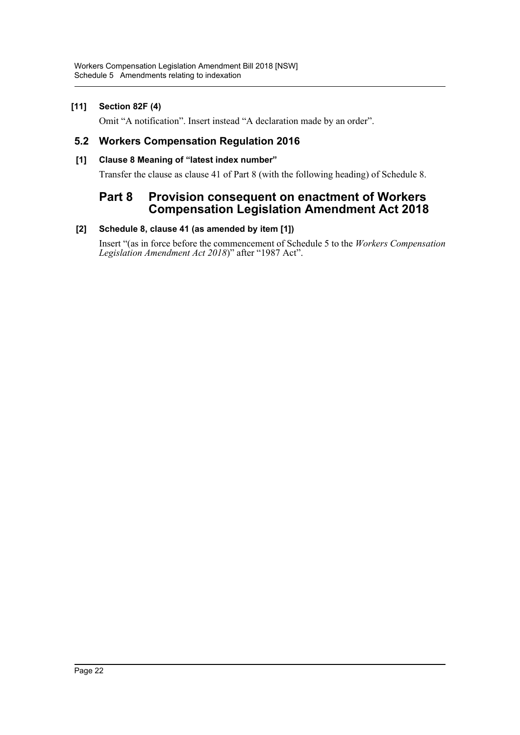**[11] Section 82F (4)**

Omit "A notification". Insert instead "A declaration made by an order".

## 5.2 Workers Compensation Regulation 2016

**[1] Clause 8 Meaning of "latest index number"**

Transfer the clause as clause 41 of Part 8 (with the following heading) of Schedule 8.

## Part 8 Provision consequent on enactment of Workers Compensation Legislation Amendment Act 2018

**[2] Schedule 8, clause 41 (as amended by item [1])**

Insert "(as in force before the commencement of Schedule 5 to the *Workers Compensation Legislation Amendment Act 2018*)" after "1987 Act".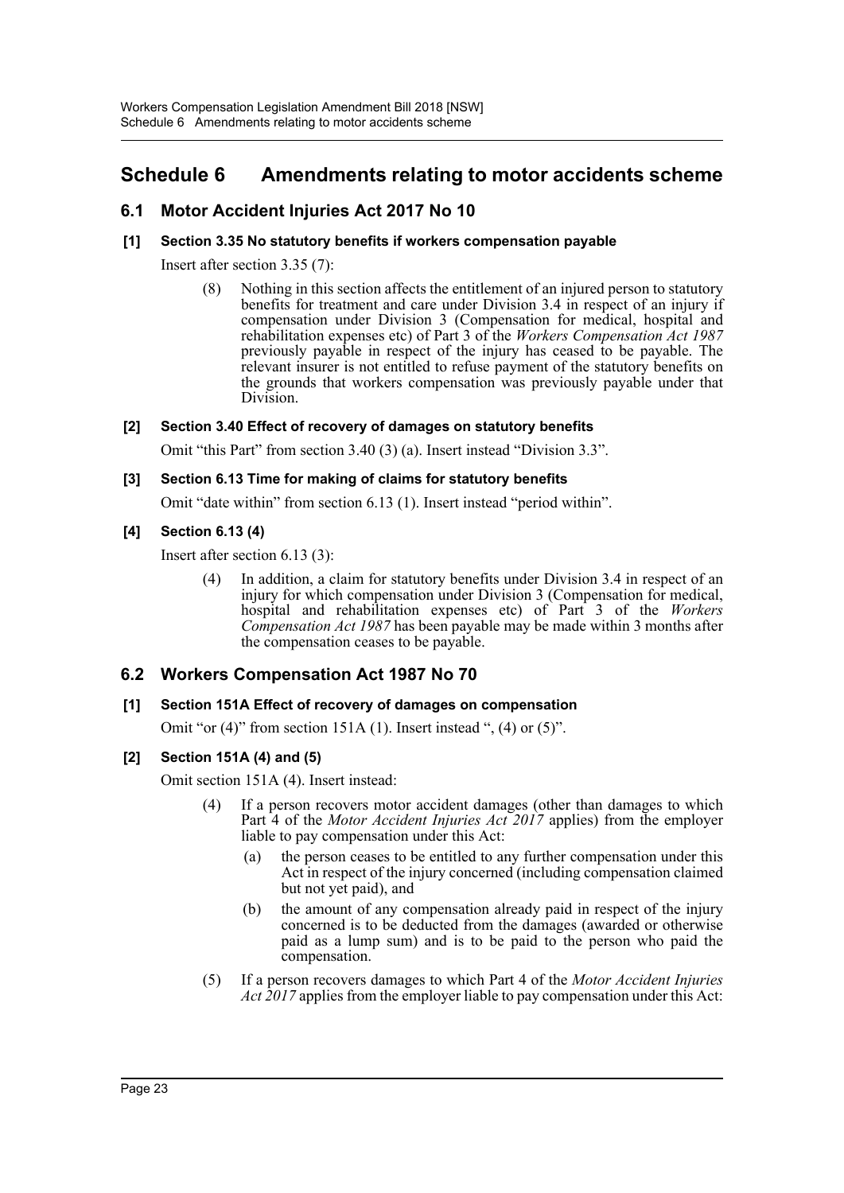# Schedule 6 Amendments relating to motor accidents scheme

## 6.1 Motor Accident Injuries Act 2017 No 10

### [1] Section 3.35 No statutory benefits if workers compensation payable

Insert after section 3.35 (7):

> (8) Nothing in this section affects the entitlement of an injured person to statutory benefits for treatment and care under Division 3.4 in respect of an injury if compensation under Division 3 (Compensation for medical, hospital and rehabilitation expenses etc) of Part 3 of the *Workers Compensation Act 1987* previously payable in respect of the injury has ceased to be payable. The relevant insurer is not entitled to refuse payment of the statutory benefits on the grounds that workers compensation was previously payable under that Division.

### [2] Section 3.40 Effect of recovery of damages on statutory benefits

Omit "this Part" from section 3.40 (3) (a). Insert instead "Division 3.3".

### [3] Section 6.13 Time for making of claims for statutory benefits

Omit "date within" from section 6.13 (1). Insert instead "period within".

### [4] Section 6.13 (4)

Insert after section 6.13 (3):

> (4) In addition, a claim for statutory benefits under Division 3.4 in respect of an injury for which compensation under Division 3 (Compensation for medical, hospital and rehabilitation expenses etc) of Part 3 of the *Workers Compensation Act 1987* has been payable may be made within 3 months after the compensation ceases to be payable.

## 6.2 Workers Compensation Act 1987 No 70

### [1] Section 151A Effect of recovery of damages on compensation

Omit "or (4)" from section 151A (1). Insert instead ", (4) or (5)".

### [2] Section 151A (4) and (5)

Omit section 151A (4). Insert instead:

> (4) If a person recovers motor accident damages (other than damages to which Part 4 of the *Motor Accident Injuries Act 2017* applies) from the employer liable to pay compensation under this Act:
>
> (a) the person ceases to be entitled to any further compensation under this Act in respect of the injury concerned (including compensation claimed but not yet paid), and
>
> (b) the amount of any compensation already paid in respect of the injury concerned is to be deducted from the damages (awarded or otherwise paid as a lump sum) and is to be paid to the person who paid the compensation.
>
> (5) If a person recovers damages to which Part 4 of the *Motor Accident Injuries Act 2017* applies from the employer liable to pay compensation under this Act: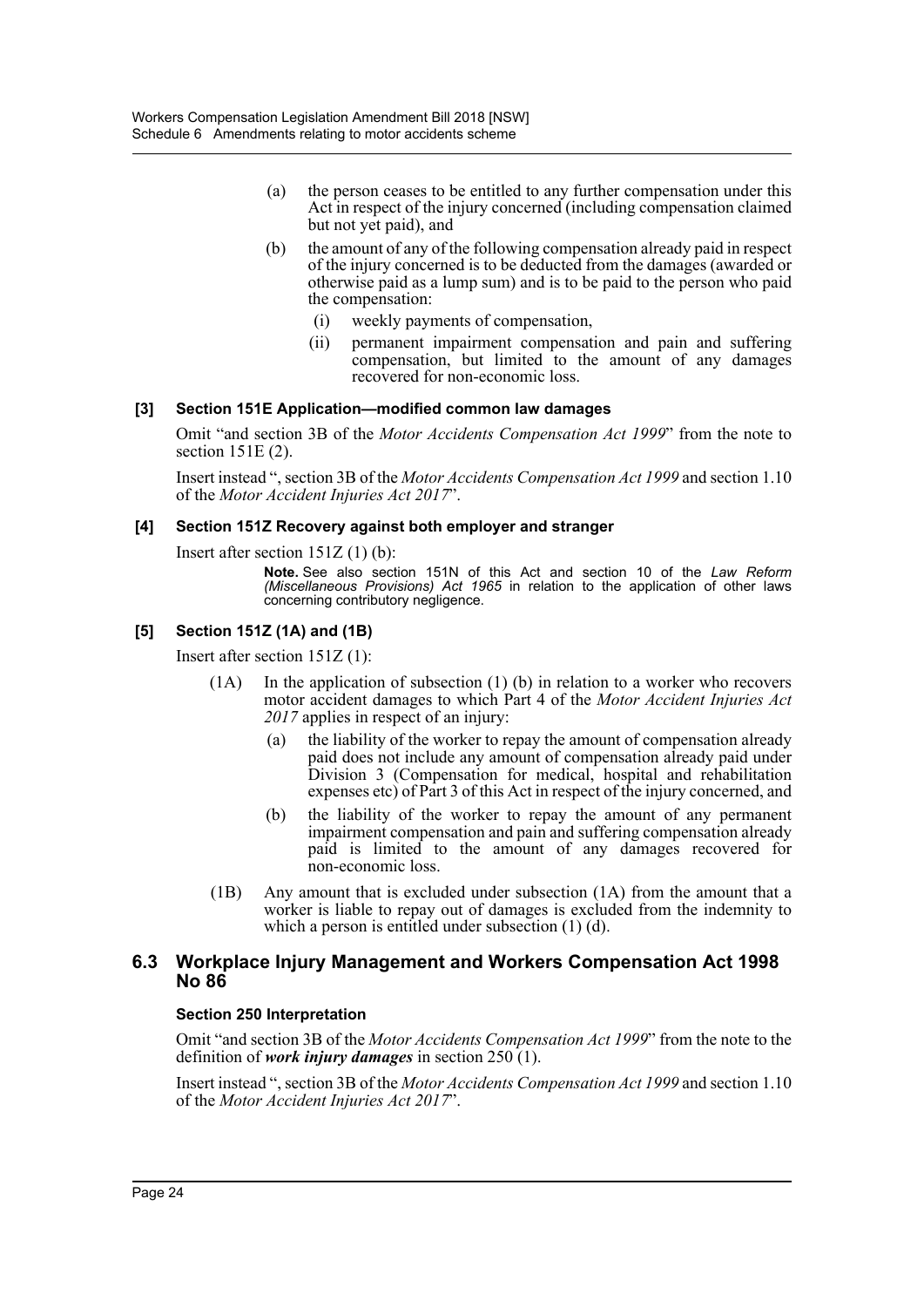(a) the person ceases to be entitled to any further compensation under this Act in respect of the injury concerned (including compensation claimed but not yet paid), and

(b) the amount of any of the following compensation already paid in respect of the injury concerned is to be deducted from the damages (awarded or otherwise paid as a lump sum) and is to be paid to the person who paid the compensation:

(i) weekly payments of compensation,

(ii) permanent impairment compensation and pain and suffering compensation, but limited to the amount of any damages recovered for non-economic loss.

#### [3] Section 151E Application—modified common law damages

Omit "and section 3B of the *Motor Accidents Compensation Act 1999*" from the note to section 151E (2).

Insert instead ", section 3B of the *Motor Accidents Compensation Act 1999* and section 1.10 of the *Motor Accident Injuries Act 2017*".

#### [4] Section 151Z Recovery against both employer and stranger

Insert after section 151Z (1) (b):

**Note.** See also section 151N of this Act and section 10 of the *Law Reform (Miscellaneous Provisions) Act 1965* in relation to the application of other laws concerning contributory negligence.

#### [5] Section 151Z (1A) and (1B)

Insert after section 151Z (1):

(1A) In the application of subsection (1) (b) in relation to a worker who recovers motor accident damages to which Part 4 of the *Motor Accident Injuries Act 2017* applies in respect of an injury:

(a) the liability of the worker to repay the amount of compensation already paid does not include any amount of compensation already paid under Division 3 (Compensation for medical, hospital and rehabilitation expenses etc) of Part 3 of this Act in respect of the injury concerned, and

(b) the liability of the worker to repay the amount of any permanent impairment compensation and pain and suffering compensation already paid is limited to the amount of any damages recovered for non-economic loss.

(1B) Any amount that is excluded under subsection (1A) from the amount that a worker is liable to repay out of damages is excluded from the indemnity to which a person is entitled under subsection (1) (d).

## 6.3 Workplace Injury Management and Workers Compensation Act 1998 No 86

#### Section 250 Interpretation

Omit "and section 3B of the *Motor Accidents Compensation Act 1999*" from the note to the definition of ***work injury damages*** in section 250 (1).

Insert instead ", section 3B of the *Motor Accidents Compensation Act 1999* and section 1.10 of the *Motor Accident Injuries Act 2017*".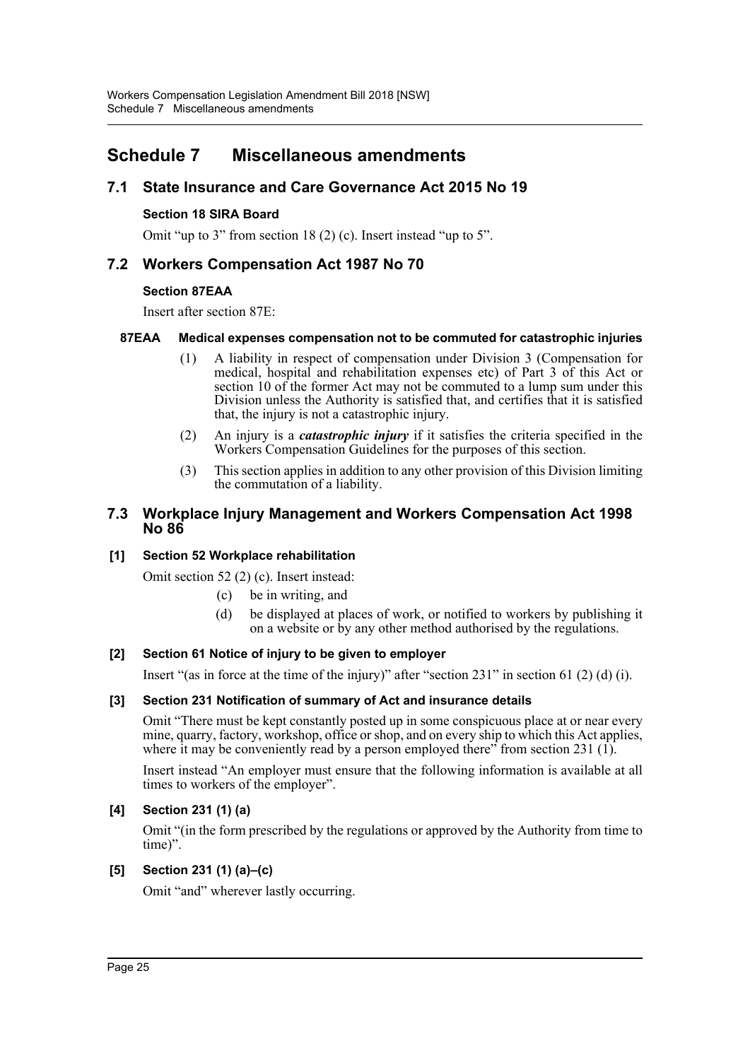# Schedule 7 Miscellaneous amendments

## 7.1 State Insurance and Care Governance Act 2015 No 19

### Section 18 SIRA Board

Omit "up to 3" from section 18 (2) (c). Insert instead "up to 5".

## 7.2 Workers Compensation Act 1987 No 70

### Section 87EAA

Insert after section 87E:

#### 87EAA Medical expenses compensation not to be commuted for catastrophic injuries

(1) A liability in respect of compensation under Division 3 (Compensation for medical, hospital and rehabilitation expenses etc) of Part 3 of this Act or section 10 of the former Act may not be commuted to a lump sum under this Division unless the Authority is satisfied that, and certifies that it is satisfied that, the injury is not a catastrophic injury.

(2) An injury is a ***catastrophic injury*** if it satisfies the criteria specified in the Workers Compensation Guidelines for the purposes of this section.

(3) This section applies in addition to any other provision of this Division limiting the commutation of a liability.

## 7.3 Workplace Injury Management and Workers Compensation Act 1998 No 86

### [1] Section 52 Workplace rehabilitation

Omit section 52 (2) (c). Insert instead:

(c) be in writing, and

(d) be displayed at places of work, or notified to workers by publishing it on a website or by any other method authorised by the regulations.

### [2] Section 61 Notice of injury to be given to employer

Insert "(as in force at the time of the injury)" after "section 231" in section 61 (2) (d) (i).

### [3] Section 231 Notification of summary of Act and insurance details

Omit "There must be kept constantly posted up in some conspicuous place at or near every mine, quarry, factory, workshop, office or shop, and on every ship to which this Act applies, where it may be conveniently read by a person employed there" from section 231 (1).

Insert instead "An employer must ensure that the following information is available at all times to workers of the employer".

### [4] Section 231 (1) (a)

Omit "(in the form prescribed by the regulations or approved by the Authority from time to time)".

### [5] Section 231 (1) (a)–(c)

Omit "and" wherever lastly occurring.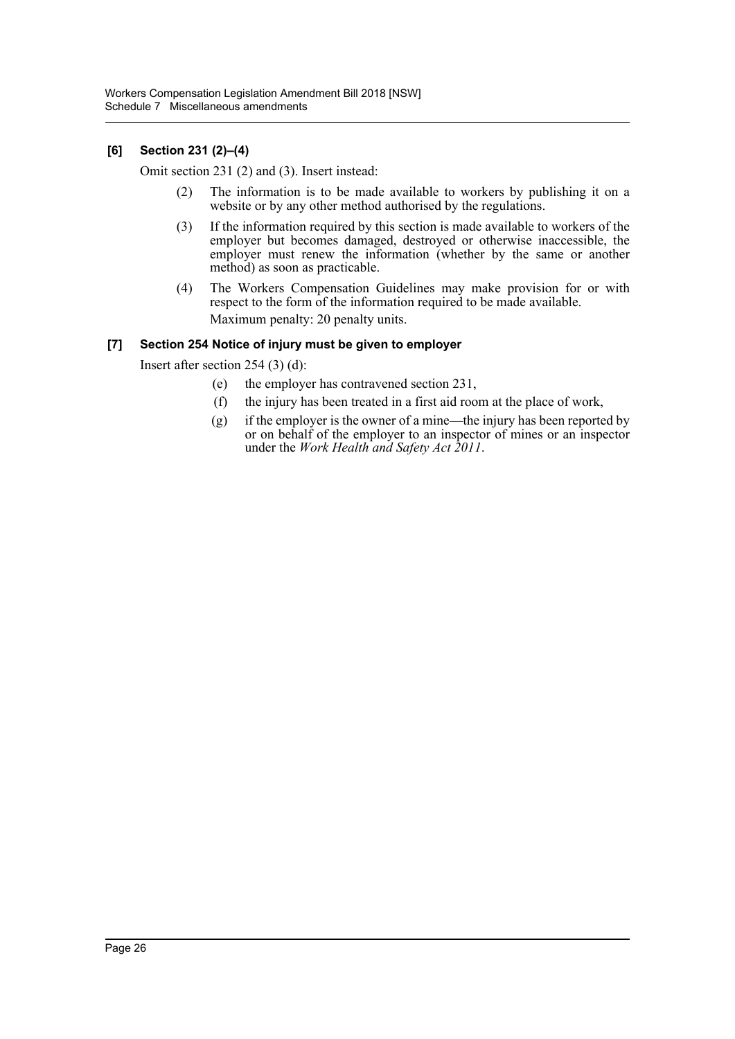### [6] Section 231 (2)–(4)

Omit section 231 (2) and (3). Insert instead:

(2) The information is to be made available to workers by publishing it on a website or by any other method authorised by the regulations.

(3) If the information required by this section is made available to workers of the employer but becomes damaged, destroyed or otherwise inaccessible, the employer must renew the information (whether by the same or another method) as soon as practicable.

(4) The Workers Compensation Guidelines may make provision for or with respect to the form of the information required to be made available.

Maximum penalty: 20 penalty units.

### [7] Section 254 Notice of injury must be given to employer

Insert after section 254 (3) (d):

(e) the employer has contravened section 231,

(f) the injury has been treated in a first aid room at the place of work,

(g) if the employer is the owner of a mine—the injury has been reported by or on behalf of the employer to an inspector of mines or an inspector under the *Work Health and Safety Act 2011*.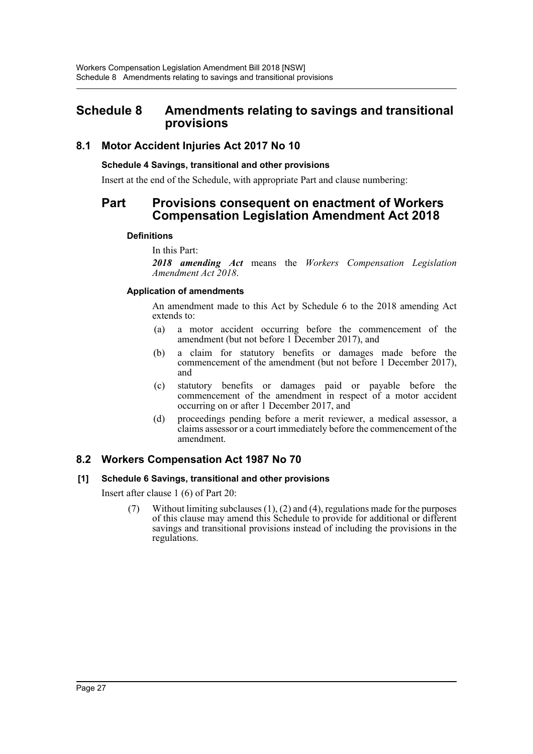# Schedule 8 Amendments relating to savings and transitional provisions

## 8.1 Motor Accident Injuries Act 2017 No 10

**Schedule 4 Savings, transitional and other provisions**

Insert at the end of the Schedule, with appropriate Part and clause numbering:

## Part Provisions consequent on enactment of Workers Compensation Legislation Amendment Act 2018

**Definitions**

In this Part:

***2018 amending Act*** means the *Workers Compensation Legislation Amendment Act 2018*.

**Application of amendments**

An amendment made to this Act by Schedule 6 to the 2018 amending Act extends to:

(a) a motor accident occurring before the commencement of the amendment (but not before 1 December 2017), and

(b) a claim for statutory benefits or damages made before the commencement of the amendment (but not before 1 December 2017), and

(c) statutory benefits or damages paid or payable before the commencement of the amendment in respect of a motor accident occurring on or after 1 December 2017, and

(d) proceedings pending before a merit reviewer, a medical assessor, a claims assessor or a court immediately before the commencement of the amendment.

## 8.2 Workers Compensation Act 1987 No 70

**[1] Schedule 6 Savings, transitional and other provisions**

Insert after clause 1 (6) of Part 20:

(7) Without limiting subclauses (1), (2) and (4), regulations made for the purposes of this clause may amend this Schedule to provide for additional or different savings and transitional provisions instead of including the provisions in the regulations.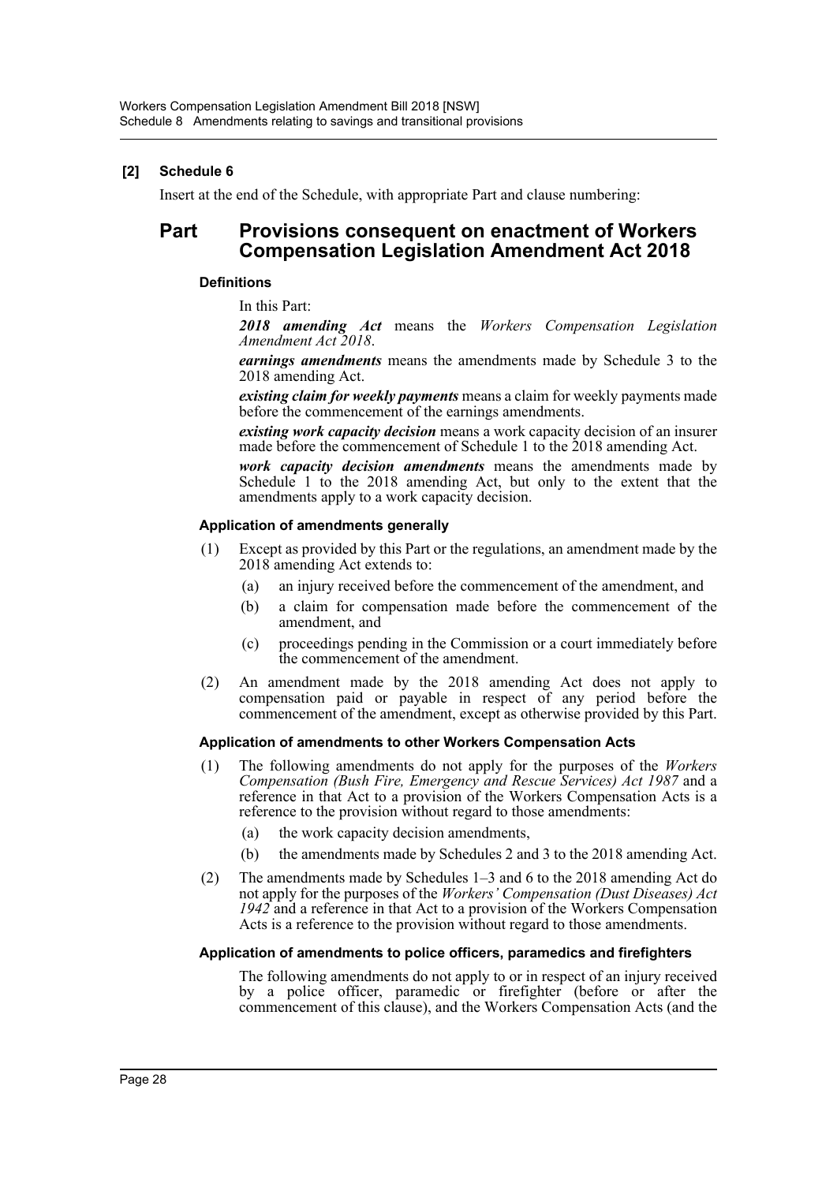## [2] Schedule 6

Insert at the end of the Schedule, with appropriate Part and clause numbering:

# Part Provisions consequent on enactment of Workers Compensation Legislation Amendment Act 2018

### Definitions

In this Part:

***2018 amending Act*** means the *Workers Compensation Legislation Amendment Act 2018*.

***earnings amendments*** means the amendments made by Schedule 3 to the 2018 amending Act.

***existing claim for weekly payments*** means a claim for weekly payments made before the commencement of the earnings amendments.

***existing work capacity decision*** means a work capacity decision of an insurer made before the commencement of Schedule 1 to the 2018 amending Act.

***work capacity decision amendments*** means the amendments made by Schedule 1 to the 2018 amending Act, but only to the extent that the amendments apply to a work capacity decision.

### Application of amendments generally

(1) Except as provided by this Part or the regulations, an amendment made by the 2018 amending Act extends to:

- (a) an injury received before the commencement of the amendment, and
- (b) a claim for compensation made before the commencement of the amendment, and
- (c) proceedings pending in the Commission or a court immediately before the commencement of the amendment.

(2) An amendment made by the 2018 amending Act does not apply to compensation paid or payable in respect of any period before the commencement of the amendment, except as otherwise provided by this Part.

### Application of amendments to other Workers Compensation Acts

(1) The following amendments do not apply for the purposes of the *Workers Compensation (Bush Fire, Emergency and Rescue Services) Act 1987* and a reference in that Act to a provision of the Workers Compensation Acts is a reference to the provision without regard to those amendments:

- (a) the work capacity decision amendments,
- (b) the amendments made by Schedules 2 and 3 to the 2018 amending Act.

(2) The amendments made by Schedules 1–3 and 6 to the 2018 amending Act do not apply for the purposes of the *Workers' Compensation (Dust Diseases) Act 1942* and a reference in that Act to a provision of the Workers Compensation Acts is a reference to the provision without regard to those amendments.

### Application of amendments to police officers, paramedics and firefighters

The following amendments do not apply to or in respect of an injury received by a police officer, paramedic or firefighter (before or after the commencement of this clause), and the Workers Compensation Acts (and the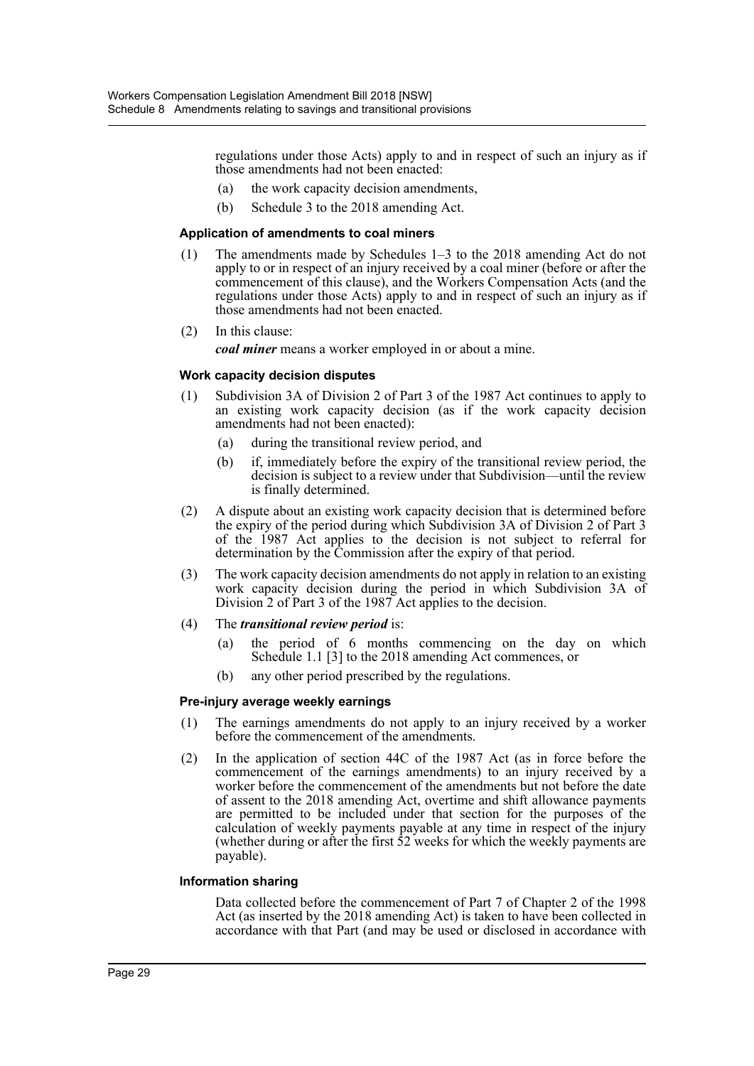regulations under those Acts) apply to and in respect of such an injury as if those amendments had not been enacted:

(a) the work capacity decision amendments,

(b) Schedule 3 to the 2018 amending Act.

#### Application of amendments to coal miners

(1) The amendments made by Schedules 1–3 to the 2018 amending Act do not apply to or in respect of an injury received by a coal miner (before or after the commencement of this clause), and the Workers Compensation Acts (and the regulations under those Acts) apply to and in respect of such an injury as if those amendments had not been enacted.

(2) In this clause:

***coal miner*** means a worker employed in or about a mine.

#### Work capacity decision disputes

(1) Subdivision 3A of Division 2 of Part 3 of the 1987 Act continues to apply to an existing work capacity decision (as if the work capacity decision amendments had not been enacted):

(a) during the transitional review period, and

(b) if, immediately before the expiry of the transitional review period, the decision is subject to a review under that Subdivision—until the review is finally determined.

(2) A dispute about an existing work capacity decision that is determined before the expiry of the period during which Subdivision 3A of Division 2 of Part 3 of the 1987 Act applies to the decision is not subject to referral for determination by the Commission after the expiry of that period.

(3) The work capacity decision amendments do not apply in relation to an existing work capacity decision during the period in which Subdivision 3A of Division 2 of Part 3 of the 1987 Act applies to the decision.

(4) The ***transitional review period*** is:

(a) the period of 6 months commencing on the day on which Schedule 1.1 [3] to the 2018 amending Act commences, or

(b) any other period prescribed by the regulations.

#### Pre-injury average weekly earnings

(1) The earnings amendments do not apply to an injury received by a worker before the commencement of the amendments.

(2) In the application of section 44C of the 1987 Act (as in force before the commencement of the earnings amendments) to an injury received by a worker before the commencement of the amendments but not before the date of assent to the 2018 amending Act, overtime and shift allowance payments are permitted to be included under that section for the purposes of the calculation of weekly payments payable at any time in respect of the injury (whether during or after the first 52 weeks for which the weekly payments are payable).

#### Information sharing

Data collected before the commencement of Part 7 of Chapter 2 of the 1998 Act (as inserted by the 2018 amending Act) is taken to have been collected in accordance with that Part (and may be used or disclosed in accordance with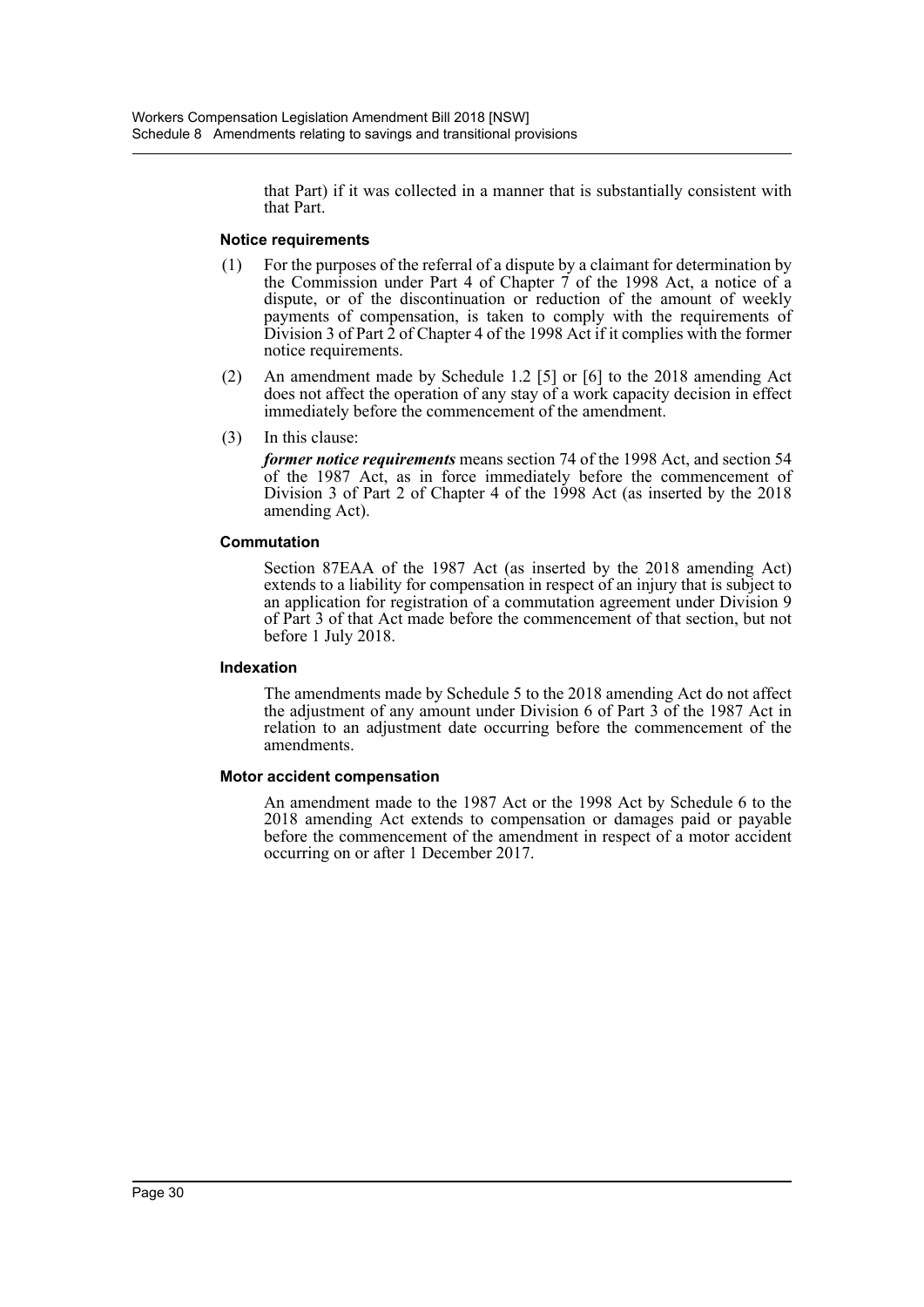that Part) if it was collected in a manner that is substantially consistent with that Part.

#### Notice requirements

(1) For the purposes of the referral of a dispute by a claimant for determination by the Commission under Part 4 of Chapter 7 of the 1998 Act, a notice of a dispute, or of the discontinuation or reduction of the amount of weekly payments of compensation, is taken to comply with the requirements of Division 3 of Part 2 of Chapter 4 of the 1998 Act if it complies with the former notice requirements.

(2) An amendment made by Schedule 1.2 [5] or [6] to the 2018 amending Act does not affect the operation of any stay of a work capacity decision in effect immediately before the commencement of the amendment.

(3) In this clause:

***former notice requirements*** means section 74 of the 1998 Act, and section 54 of the 1987 Act, as in force immediately before the commencement of Division 3 of Part 2 of Chapter 4 of the 1998 Act (as inserted by the 2018 amending Act).

#### Commutation

Section 87EAA of the 1987 Act (as inserted by the 2018 amending Act) extends to a liability for compensation in respect of an injury that is subject to an application for registration of a commutation agreement under Division 9 of Part 3 of that Act made before the commencement of that section, but not before 1 July 2018.

#### Indexation

The amendments made by Schedule 5 to the 2018 amending Act do not affect the adjustment of any amount under Division 6 of Part 3 of the 1987 Act in relation to an adjustment date occurring before the commencement of the amendments.

#### Motor accident compensation

An amendment made to the 1987 Act or the 1998 Act by Schedule 6 to the 2018 amending Act extends to compensation or damages paid or payable before the commencement of the amendment in respect of a motor accident occurring on or after 1 December 2017.